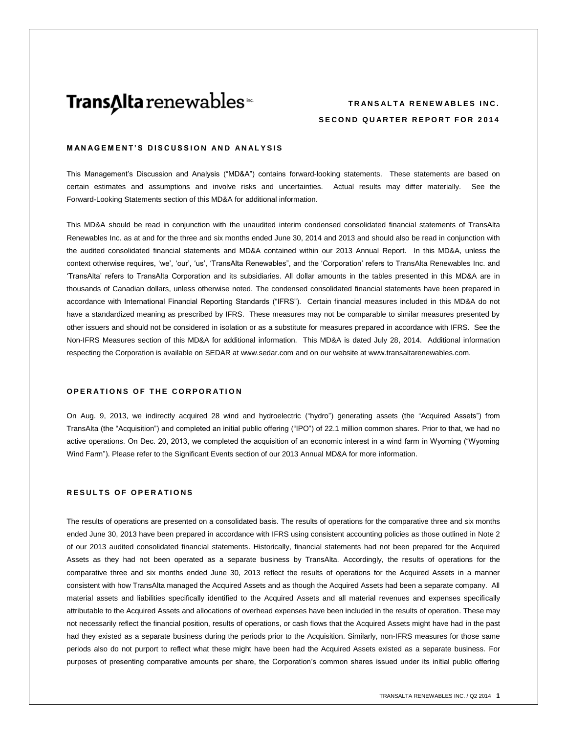# TransAlta renewables inc.

**TRANSALTA RENEWABLES INC.**

**SECOND QUARTER REPORT FOR 2014**

## MANAGEMENT'S DISCUSSION AND ANALYSIS

This Management's Discussion and Analysis ("MD&A") contains forward-looking statements. These statements are based on certain estimates and assumptions and involve risks and uncertainties. Actual results may differ materially. See the Forward-Looking Statements section of this MD&A for additional information.

This MD&A should be read in conjunction with the unaudited interim condensed consolidated financial statements of TransAlta Renewables Inc. as at and for the three and six months ended June 30, 2014 and 2013 and should also be read in conjunction with the audited consolidated financial statements and MD&A contained within our 2013 Annual Report. In this MD&A, unless the context otherwise requires, 'we', 'our', 'us', 'TransAlta Renewables", and the 'Corporation' refers to TransAlta Renewables Inc. and 'TransAlta' refers to TransAlta Corporation and its subsidiaries. All dollar amounts in the tables presented in this MD&A are in thousands of Canadian dollars, unless otherwise noted. The condensed consolidated financial statements have been prepared in accordance with International Financial Reporting Standards ("IFRS"). Certain financial measures included in this MD&A do not have a standardized meaning as prescribed by IFRS. These measures may not be comparable to similar measures presented by other issuers and should not be considered in isolation or as a substitute for measures prepared in accordance with IFRS. See the Non-IFRS Measures section of this MD&A for additional information. This MD&A is dated July 28, 2014. Additional information respecting the Corporation is available on SEDAR at www.sedar.com and on our website at www.transaltarenewables.com.

## OPERATIONS OF THE CORPORATION

On Aug. 9, 2013, we indirectly acquired 28 wind and hydroelectric ("hydro") generating assets (the "Acquired Assets") from TransAlta (the "Acquisition") and completed an initial public offering ("IPO") of 22.1 million common shares. Prior to that, we had no active operations. On Dec. 20, 2013, we completed the acquisition of an economic interest in a wind farm in Wyoming ("Wyoming Wind Farm"). Please refer to the Significant Events section of our 2013 Annual MD&A for more information.

## RESULTS OF OPERATIONS

The results of operations are presented on a consolidated basis. The results of operations for the comparative three and six months ended June 30, 2013 have been prepared in accordance with IFRS using consistent accounting policies as those outlined in Note 2 of our 2013 audited consolidated financial statements. Historically, financial statements had not been prepared for the Acquired Assets as they had not been operated as a separate business by TransAlta. Accordingly, the results of operations for the comparative three and six months ended June 30, 2013 reflect the results of operations for the Acquired Assets in a manner consistent with how TransAlta managed the Acquired Assets and as though the Acquired Assets had been a separate company. All material assets and liabilities specifically identified to the Acquired Assets and all material revenues and expenses specifically attributable to the Acquired Assets and allocations of overhead expenses have been included in the results of operation. These may not necessarily reflect the financial position, results of operations, or cash flows that the Acquired Assets might have had in the past had they existed as a separate business during the periods prior to the Acquisition. Similarly, non-IFRS measures for those same periods also do not purport to reflect what these might have been had the Acquired Assets existed as a separate business. For purposes of presenting comparative amounts per share, the Corporation's common shares issued under its initial public offering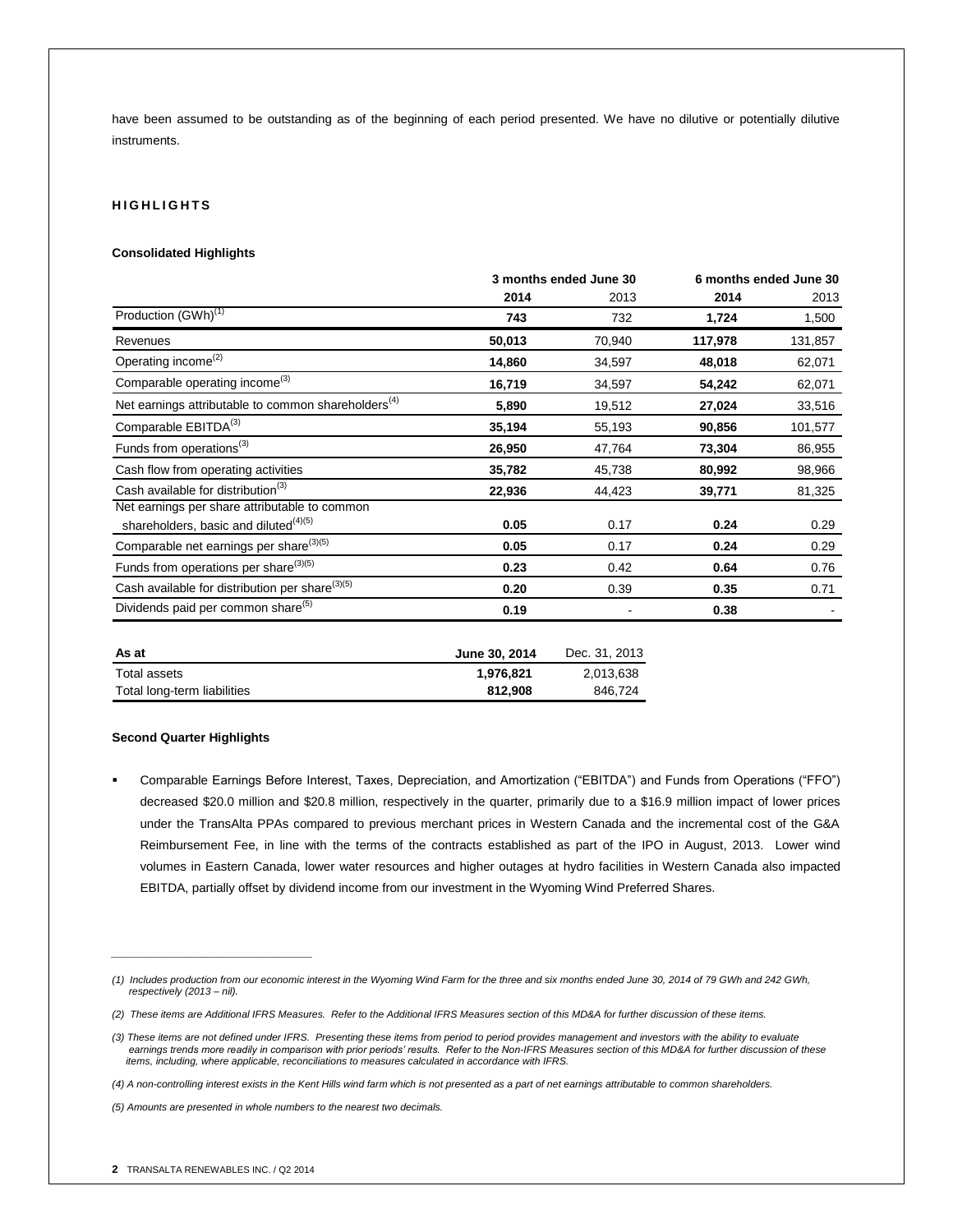have been assumed to be outstanding as of the beginning of each period presented. We have no dilutive or potentially dilutive instruments.

## HIGHLIGHTS

### Consolidated Highlights

| | 3 months ended June 30 | | 6 months ended June 30 | |
|---|---|---|---|---|
| | **2014** | 2013 | **2014** | 2013 |
| Production (GWh)[1] | **743** | 732 | **1,724** | 1,500 |
| Revenues | **50,013** | 70,940 | **117,978** | 131,857 |
| Operating income[2] | **14,860** | 34,597 | **48,018** | 62,071 |
| Comparable operating income[3] | **16,719** | 34,597 | **54,242** | 62,071 |
| Net earnings attributable to common shareholders[4] | **5,890** | 19,512 | **27,024** | 33,516 |
| Comparable EBITDA[3] | **35,194** | 55,193 | **90,856** | 101,577 |
| Funds from operations[3] | **26,950** | 47,764 | **73,304** | 86,955 |
| Cash flow from operating activities | **35,782** | 45,738 | **80,992** | 98,966 |
| Cash available for distribution[3] | **22,936** | 44,423 | **39,771** | 81,325 |
| Net earnings per share attributable to common shareholders, basic and diluted[4][5] | **0.05** | 0.17 | **0.24** | 0.29 |
| Comparable net earnings per share[3][5] | **0.05** | 0.17 | **0.24** | 0.29 |
| Funds from operations per share[3][5] | **0.23** | 0.42 | **0.64** | 0.76 |
| Cash available for distribution per share[3][5] | **0.20** | 0.39 | **0.35** | 0.71 |
| Dividends paid per common share[5] | **0.19** | - | **0.38** | - |

| As at | June 30, 2014 | Dec. 31, 2013 |
|---|---|---|
| Total assets | **1,976,821** | 2,013,638 |
| Total long-term liabilities | **812,908** | 846,724 |

### Second Quarter Highlights

- Comparable Earnings Before Interest, Taxes, Depreciation, and Amortization ("EBITDA") and Funds from Operations ("FFO") decreased $20.0 million and $20.8 million, respectively in the quarter, primarily due to a $16.9 million impact of lower prices under the TransAlta PPAs compared to previous merchant prices in Western Canada and the incremental cost of the G&A Reimbursement Fee, in line with the terms of the contracts established as part of the IPO in August, 2013. Lower wind volumes in Eastern Canada, lower water resources and higher outages at hydro facilities in Western Canada also impacted EBITDA, partially offset by dividend income from our investment in the Wyoming Wind Preferred Shares.

---

*(1) Includes production from our economic interest in the Wyoming Wind Farm for the three and six months ended June 30, 2014 of 79 GWh and 242 GWh, respectively (2013 – nil).*

*(2) These items are Additional IFRS Measures. Refer to the Additional IFRS Measures section of this MD&A for further discussion of these items.*

*(3) These items are not defined under IFRS. Presenting these items from period to period provides management and investors with the ability to evaluate earnings trends more readily in comparison with prior periods' results. Refer to the Non-IFRS Measures section of this MD&A for further discussion of these items, including, where applicable, reconciliations to measures calculated in accordance with IFRS.*

*(4) A non-controlling interest exists in the Kent Hills wind farm which is not presented as a part of net earnings attributable to common shareholders.*

*(5) Amounts are presented in whole numbers to the nearest two decimals.*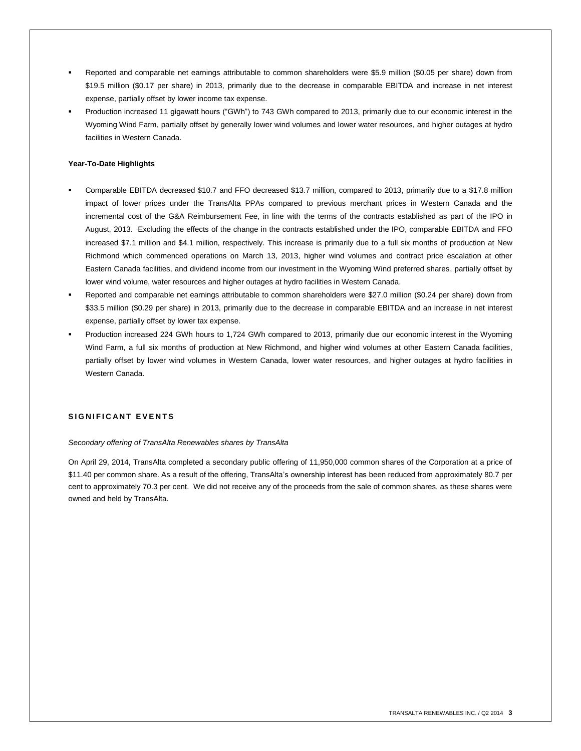- Reported and comparable net earnings attributable to common shareholders were $5.9 million ($0.05 per share) down from $19.5 million ($0.17 per share) in 2013, primarily due to the decrease in comparable EBITDA and increase in net interest expense, partially offset by lower income tax expense.
- Production increased 11 gigawatt hours ("GWh") to 743 GWh compared to 2013, primarily due to our economic interest in the Wyoming Wind Farm, partially offset by generally lower wind volumes and lower water resources, and higher outages at hydro facilities in Western Canada.

**Year-To-Date Highlights**

- Comparable EBITDA decreased $10.7 and FFO decreased $13.7 million, compared to 2013, primarily due to a $17.8 million impact of lower prices under the TransAlta PPAs compared to previous merchant prices in Western Canada and the incremental cost of the G&A Reimbursement Fee, in line with the terms of the contracts established as part of the IPO in August, 2013. Excluding the effects of the change in the contracts established under the IPO, comparable EBITDA and FFO increased $7.1 million and $4.1 million, respectively. This increase is primarily due to a full six months of production at New Richmond which commenced operations on March 13, 2013, higher wind volumes and contract price escalation at other Eastern Canada facilities, and dividend income from our investment in the Wyoming Wind preferred shares, partially offset by lower wind volume, water resources and higher outages at hydro facilities in Western Canada.
- Reported and comparable net earnings attributable to common shareholders were $27.0 million ($0.24 per share) down from $33.5 million ($0.29 per share) in 2013, primarily due to the decrease in comparable EBITDA and an increase in net interest expense, partially offset by lower tax expense.
- Production increased 224 GWh hours to 1,724 GWh compared to 2013, primarily due our economic interest in the Wyoming Wind Farm, a full six months of production at New Richmond, and higher wind volumes at other Eastern Canada facilities, partially offset by lower wind volumes in Western Canada, lower water resources, and higher outages at hydro facilities in Western Canada.

## SIGNIFICANT EVENTS

*Secondary offering of TransAlta Renewables shares by TransAlta*

On April 29, 2014, TransAlta completed a secondary public offering of 11,950,000 common shares of the Corporation at a price of $11.40 per common share. As a result of the offering, TransAlta's ownership interest has been reduced from approximately 80.7 per cent to approximately 70.3 per cent. We did not receive any of the proceeds from the sale of common shares, as these shares were owned and held by TransAlta.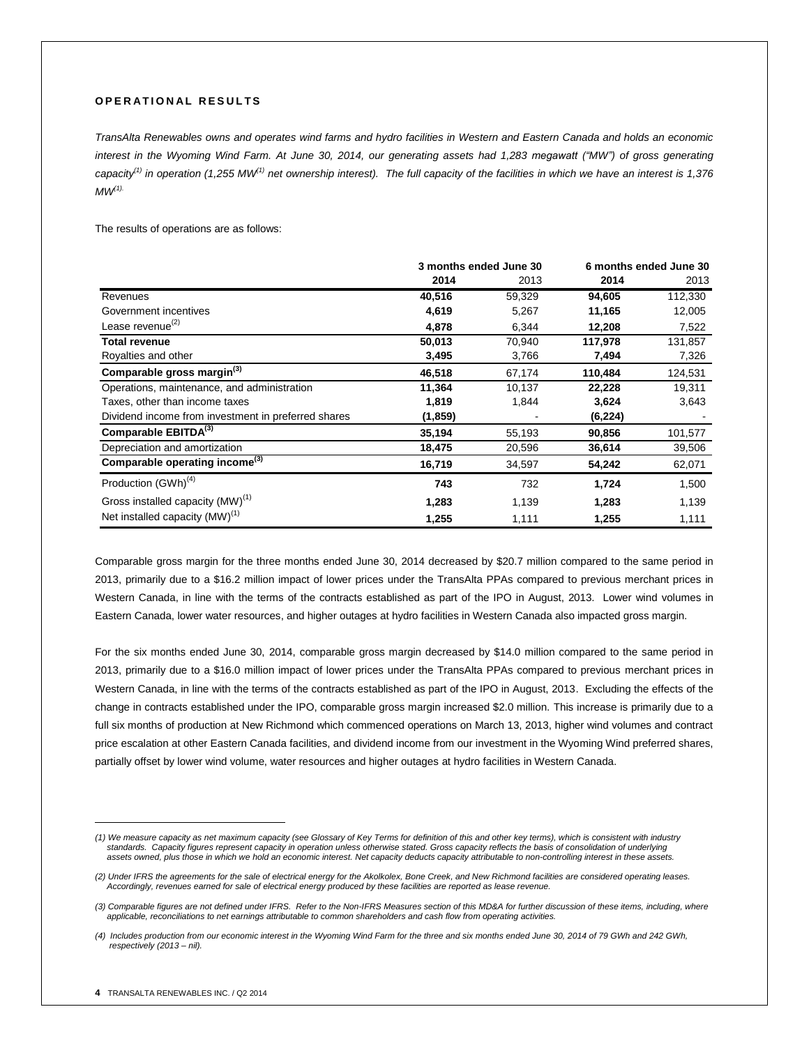## OPERATIONAL RESULTS

*TransAlta Renewables owns and operates wind farms and hydro facilities in Western and Eastern Canada and holds an economic interest in the Wyoming Wind Farm. At June 30, 2014, our generating assets had 1,283 megawatt ("MW") of gross generating capacity[(1)] in operation (1,255 MW[(1)] net ownership interest). The full capacity of the facilities in which we have an interest is 1,376 MW[(1).]*

The results of operations are as follows:

| | 3 months ended June 30 | | 6 months ended June 30 | |
|---|---|---|---|---|
| | **2014** | 2013 | **2014** | 2013 |
| Revenues | **40,516** | 59,329 | **94,605** | 112,330 |
| Government incentives | **4,619** | 5,267 | **11,165** | 12,005 |
| Lease revenue[(2)] | **4,878** | 6,344 | **12,208** | 7,522 |
| **Total revenue** | **50,013** | 70,940 | **117,978** | 131,857 |
| Royalties and other | **3,495** | 3,766 | **7,494** | 7,326 |
| **Comparable gross margin[(3)]** | **46,518** | 67,174 | **110,484** | 124,531 |
| Operations, maintenance, and administration | **11,364** | 10,137 | **22,228** | 19,311 |
| Taxes, other than income taxes | **1,819** | 1,844 | **3,624** | 3,643 |
| Dividend income from investment in preferred shares | **(1,859)** | - | **(6,224)** | - |
| **Comparable EBITDA[(3)]** | **35,194** | 55,193 | **90,856** | 101,577 |
| Depreciation and amortization | **18,475** | 20,596 | **36,614** | 39,506 |
| **Comparable operating income[(3)]** | **16,719** | 34,597 | **54,242** | 62,071 |
| Production (GWh)[(4)] | **743** | 732 | **1,724** | 1,500 |
| Gross installed capacity (MW)[(1)] | **1,283** | 1,139 | **1,283** | 1,139 |
| Net installed capacity (MW)[(1)] | **1,255** | 1,111 | **1,255** | 1,111 |

Comparable gross margin for the three months ended June 30, 2014 decreased by $20.7 million compared to the same period in 2013, primarily due to a $16.2 million impact of lower prices under the TransAlta PPAs compared to previous merchant prices in Western Canada, in line with the terms of the contracts established as part of the IPO in August, 2013. Lower wind volumes in Eastern Canada, lower water resources, and higher outages at hydro facilities in Western Canada also impacted gross margin.

For the six months ended June 30, 2014, comparable gross margin decreased by $14.0 million compared to the same period in 2013, primarily due to a $16.0 million impact of lower prices under the TransAlta PPAs compared to previous merchant prices in Western Canada, in line with the terms of the contracts established as part of the IPO in August, 2013. Excluding the effects of the change in contracts established under the IPO, comparable gross margin increased $2.0 million. This increase is primarily due to a full six months of production at New Richmond which commenced operations on March 13, 2013, higher wind volumes and contract price escalation at other Eastern Canada facilities, and dividend income from our investment in the Wyoming Wind preferred shares, partially offset by lower wind volume, water resources and higher outages at hydro facilities in Western Canada.

*(1) We measure capacity as net maximum capacity (see Glossary of Key Terms for definition of this and other key terms), which is consistent with industry standards. Capacity figures represent capacity in operation unless otherwise stated. Gross capacity reflects the basis of consolidation of underlying assets owned, plus those in which we hold an economic interest. Net capacity deducts capacity attributable to non-controlling interest in these assets.*

*(2) Under IFRS the agreements for the sale of electrical energy for the Akolkolex, Bone Creek, and New Richmond facilities are considered operating leases. Accordingly, revenues earned for sale of electrical energy produced by these facilities are reported as lease revenue.*

*(3) Comparable figures are not defined under IFRS. Refer to the Non-IFRS Measures section of this MD&A for further discussion of these items, including, where applicable, reconciliations to net earnings attributable to common shareholders and cash flow from operating activities.*

*(4) Includes production from our economic interest in the Wyoming Wind Farm for the three and six months ended June 30, 2014 of 79 GWh and 242 GWh, respectively (2013 – nil).*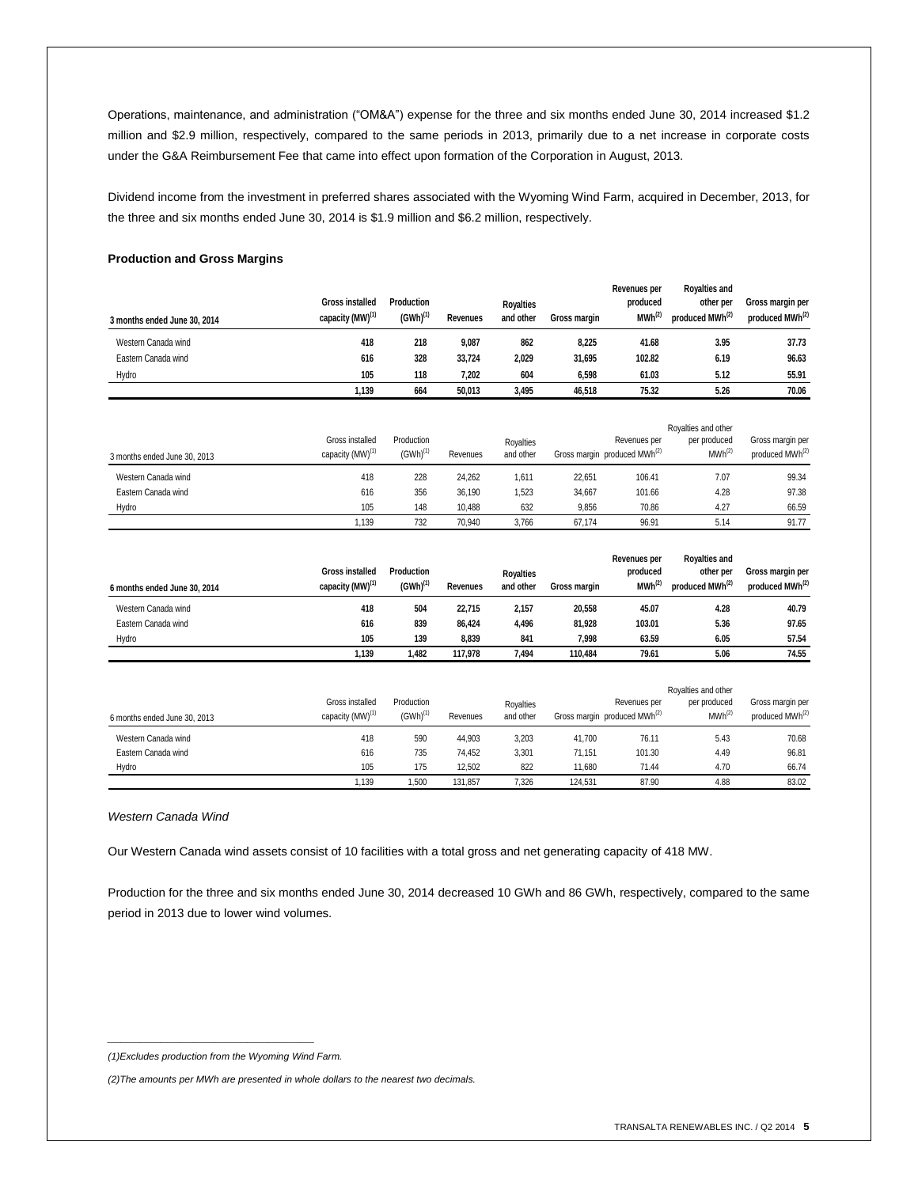Operations, maintenance, and administration ("OM&A") expense for the three and six months ended June 30, 2014 increased $1.2 million and $2.9 million, respectively, compared to the same periods in 2013, primarily due to a net increase in corporate costs under the G&A Reimbursement Fee that came into effect upon formation of the Corporation in August, 2013.

Dividend income from the investment in preferred shares associated with the Wyoming Wind Farm, acquired in December, 2013, for the three and six months ended June 30, 2014 is $1.9 million and $6.2 million, respectively.

**Production and Gross Margins**

| **3 months ended June 30, 2014** | **Gross installed capacity (MW)[1]** | **Production (GWh)[1]** | **Revenues** | **Royalties and other** | **Gross margin** | **Revenues per produced MWh[2]** | **Royalties and other per produced MWh[2]** | **Gross margin per produced MWh[2]** |
|---|---|---|---|---|---|---|---|---|
| Western Canada wind | **418** | **218** | **9,087** | **862** | **8,225** | **41.68** | **3.95** | **37.73** |
| Eastern Canada wind | **616** | **328** | **33,724** | **2,029** | **31,695** | **102.82** | **6.19** | **96.63** |
| Hydro | **105** | **118** | **7,202** | **604** | **6,598** | **61.03** | **5.12** | **55.91** |
| | **1,139** | **664** | **50,013** | **3,495** | **46,518** | **75.32** | **5.26** | **70.06** |

| 3 months ended June 30, 2013 | Gross installed capacity (MW)[1] | Production (GWh)[1] | Revenues | Royalties and other | Gross margin | Revenues per produced MWh[2] | Royalties and other per produced MWh[2] | Gross margin per produced MWh[2] |
|---|---|---|---|---|---|---|---|---|
| Western Canada wind | 418 | 228 | 24,262 | 1,611 | 22,651 | 106.41 | 7.07 | 99.34 |
| Eastern Canada wind | 616 | 356 | 36,190 | 1,523 | 34,667 | 101.66 | 4.28 | 97.38 |
| Hydro | 105 | 148 | 10,488 | 632 | 9,856 | 70.86 | 4.27 | 66.59 |
| | 1,139 | 732 | 70,940 | 3,766 | 67,174 | 96.91 | 5.14 | 91.77 |

| **6 months ended June 30, 2014** | **Gross installed capacity (MW)[1]** | **Production (GWh)[1]** | **Revenues** | **Royalties and other** | **Gross margin** | **Revenues per produced MWh[2]** | **Royalties and other per produced MWh[2]** | **Gross margin per produced MWh[2]** |
|---|---|---|---|---|---|---|---|---|
| Western Canada wind | **418** | **504** | **22,715** | **2,157** | **20,558** | **45.07** | **4.28** | **40.79** |
| Eastern Canada wind | **616** | **839** | **86,424** | **4,496** | **81,928** | **103.01** | **5.36** | **97.65** |
| Hydro | **105** | **139** | **8,839** | **841** | **7,998** | **63.59** | **6.05** | **57.54** |
| | **1,139** | **1,482** | **117,978** | **7,494** | **110,484** | **79.61** | **5.06** | **74.55** |

| 6 months ended June 30, 2013 | Gross installed capacity (MW)[1] | Production (GWh)[1] | Revenues | Royalties and other | Gross margin | Revenues per produced MWh[2] | Royalties and other per produced MWh[2] | Gross margin per produced MWh[2] |
|---|---|---|---|---|---|---|---|---|
| Western Canada wind | 418 | 590 | 44,903 | 3,203 | 41,700 | 76.11 | 5.43 | 70.68 |
| Eastern Canada wind | 616 | 735 | 74,452 | 3,301 | 71,151 | 101.30 | 4.49 | 96.81 |
| Hydro | 105 | 175 | 12,502 | 822 | 11,680 | 71.44 | 4.70 | 66.74 |
| | 1,139 | 1,500 | 131,857 | 7,326 | 124,531 | 87.90 | 4.88 | 83.02 |

*Western Canada Wind*

Our Western Canada wind assets consist of 10 facilities with a total gross and net generating capacity of 418 MW.

Production for the three and six months ended June 30, 2014 decreased 10 GWh and 86 GWh, respectively, compared to the same period in 2013 due to lower wind volumes.

*(1)Excludes production from the Wyoming Wind Farm.*

*(2)The amounts per MWh are presented in whole dollars to the nearest two decimals.*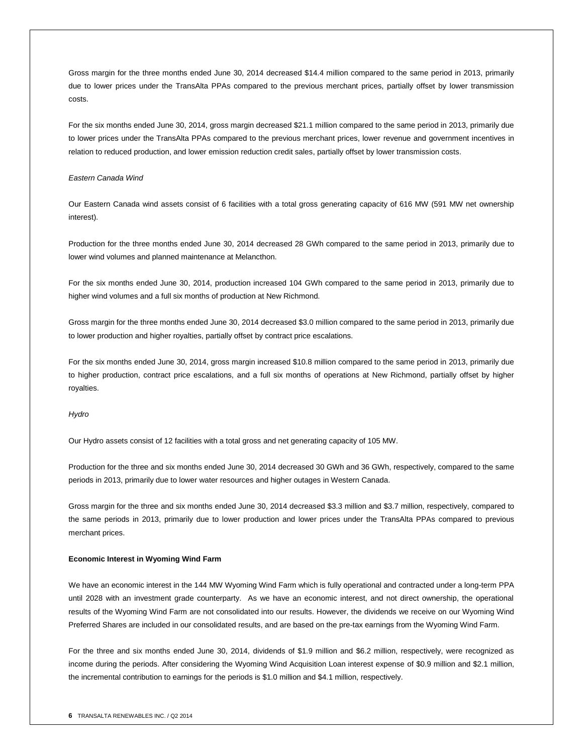Gross margin for the three months ended June 30, 2014 decreased $14.4 million compared to the same period in 2013, primarily due to lower prices under the TransAlta PPAs compared to the previous merchant prices, partially offset by lower transmission costs.

For the six months ended June 30, 2014, gross margin decreased $21.1 million compared to the same period in 2013, primarily due to lower prices under the TransAlta PPAs compared to the previous merchant prices, lower revenue and government incentives in relation to reduced production, and lower emission reduction credit sales, partially offset by lower transmission costs.

*Eastern Canada Wind*

Our Eastern Canada wind assets consist of 6 facilities with a total gross generating capacity of 616 MW (591 MW net ownership interest).

Production for the three months ended June 30, 2014 decreased 28 GWh compared to the same period in 2013, primarily due to lower wind volumes and planned maintenance at Melancthon.

For the six months ended June 30, 2014, production increased 104 GWh compared to the same period in 2013, primarily due to higher wind volumes and a full six months of production at New Richmond.

Gross margin for the three months ended June 30, 2014 decreased $3.0 million compared to the same period in 2013, primarily due to lower production and higher royalties, partially offset by contract price escalations.

For the six months ended June 30, 2014, gross margin increased $10.8 million compared to the same period in 2013, primarily due to higher production, contract price escalations, and a full six months of operations at New Richmond, partially offset by higher royalties.

*Hydro*

Our Hydro assets consist of 12 facilities with a total gross and net generating capacity of 105 MW.

Production for the three and six months ended June 30, 2014 decreased 30 GWh and 36 GWh, respectively, compared to the same periods in 2013, primarily due to lower water resources and higher outages in Western Canada.

Gross margin for the three and six months ended June 30, 2014 decreased $3.3 million and $3.7 million, respectively, compared to the same periods in 2013, primarily due to lower production and lower prices under the TransAlta PPAs compared to previous merchant prices.

**Economic Interest in Wyoming Wind Farm**

We have an economic interest in the 144 MW Wyoming Wind Farm which is fully operational and contracted under a long-term PPA until 2028 with an investment grade counterparty. As we have an economic interest, and not direct ownership, the operational results of the Wyoming Wind Farm are not consolidated into our results. However, the dividends we receive on our Wyoming Wind Preferred Shares are included in our consolidated results, and are based on the pre-tax earnings from the Wyoming Wind Farm.

For the three and six months ended June 30, 2014, dividends of $1.9 million and $6.2 million, respectively, were recognized as income during the periods. After considering the Wyoming Wind Acquisition Loan interest expense of $0.9 million and $2.1 million, the incremental contribution to earnings for the periods is $1.0 million and $4.1 million, respectively.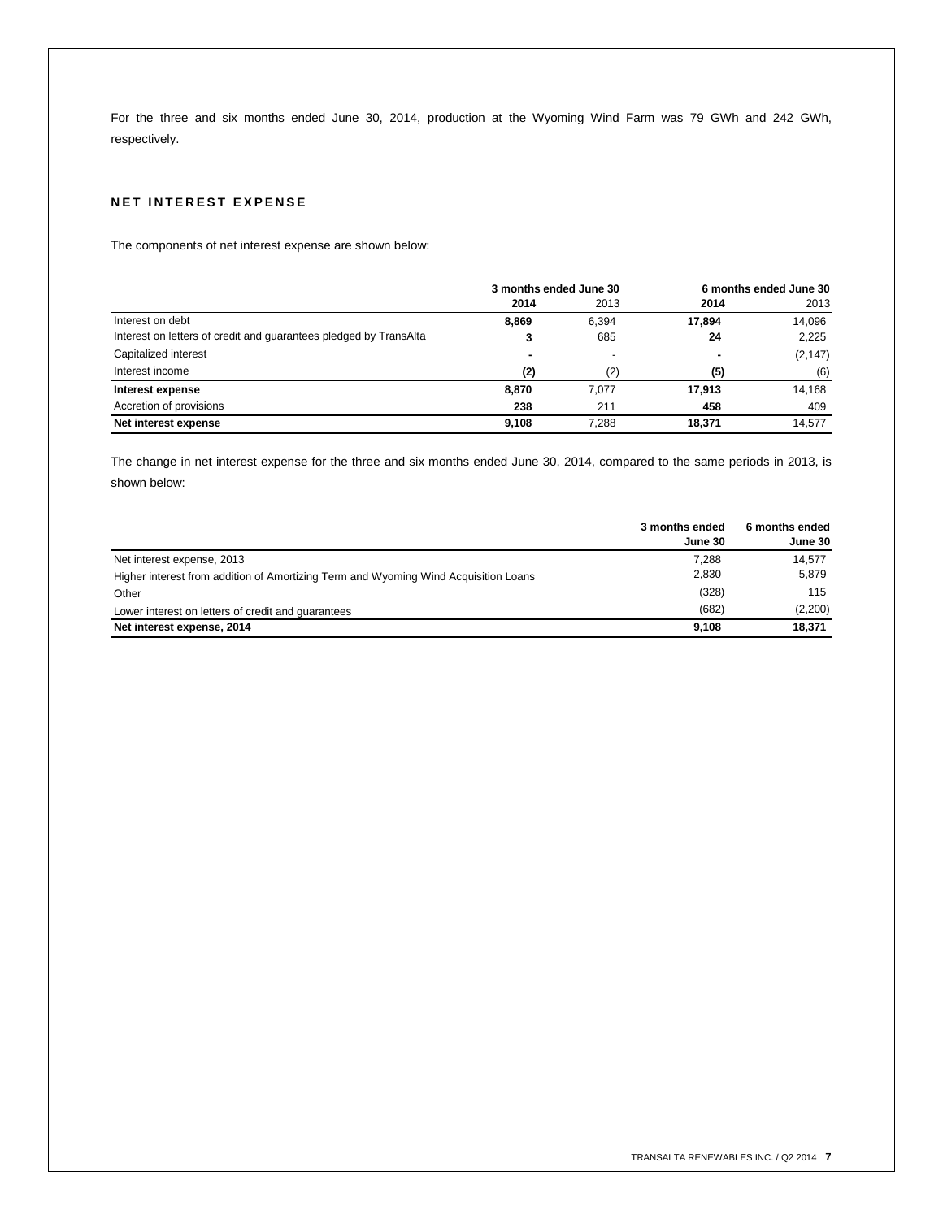For the three and six months ended June 30, 2014, production at the Wyoming Wind Farm was 79 GWh and 242 GWh, respectively.

## NET INTEREST EXPENSE

The components of net interest expense are shown below:

| | 3 months ended June 30 | | 6 months ended June 30 | |
|---|---|---|---|---|
| | **2014** | 2013 | **2014** | 2013 |
| Interest on debt | **8,869** | 6,394 | **17,894** | 14,096 |
| Interest on letters of credit and guarantees pledged by TransAlta | **3** | 685 | **24** | 2,225 |
| Capitalized interest | **-** | - | **-** | (2,147) |
| Interest income | **(2)** | (2) | **(5)** | (6) |
| **Interest expense** | **8,870** | 7,077 | **17,913** | 14,168 |
| Accretion of provisions | **238** | 211 | **458** | 409 |
| **Net interest expense** | **9,108** | 7,288 | **18,371** | 14,577 |

The change in net interest expense for the three and six months ended June 30, 2014, compared to the same periods in 2013, is shown below:

| | 3 months ended June 30 | 6 months ended June 30 |
|---|---|---|
| Net interest expense, 2013 | 7,288 | 14,577 |
| Higher interest from addition of Amortizing Term and Wyoming Wind Acquisition Loans | 2,830 | 5,879 |
| Other | (328) | 115 |
| Lower interest on letters of credit and guarantees | (682) | (2,200) |
| **Net interest expense, 2014** | **9,108** | **18,371** |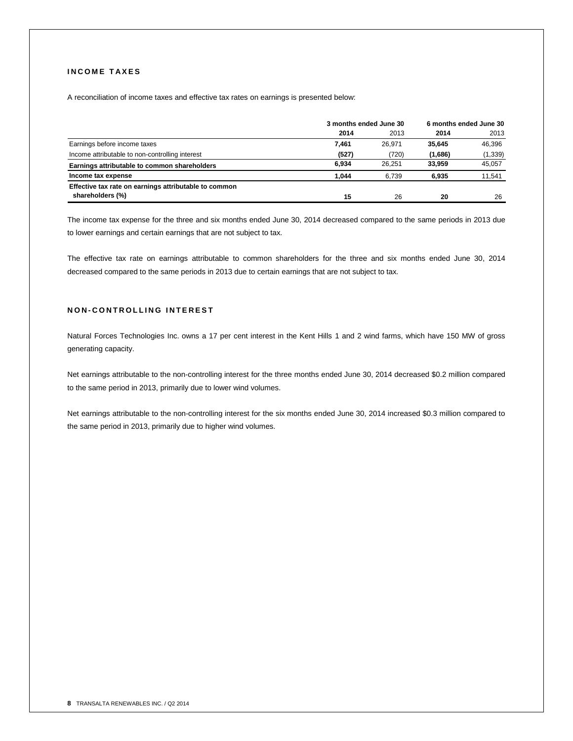## INCOME TAXES

A reconciliation of income taxes and effective tax rates on earnings is presented below:

| | 3 months ended June 30 | | 6 months ended June 30 | |
|---|---|---|---|---|
| | **2014** | 2013 | **2014** | 2013 |
| Earnings before income taxes | **7,461** | 26,971 | **35,645** | 46,396 |
| Income attributable to non-controlling interest | **(527)** | (720) | **(1,686)** | (1,339) |
| **Earnings attributable to common shareholders** | **6,934** | 26,251 | **33,959** | 45,057 |
| **Income tax expense** | **1,044** | 6,739 | **6,935** | 11,541 |
| **Effective tax rate on earnings attributable to common shareholders (%)** | **15** | 26 | **20** | 26 |

The income tax expense for the three and six months ended June 30, 2014 decreased compared to the same periods in 2013 due to lower earnings and certain earnings that are not subject to tax.

The effective tax rate on earnings attributable to common shareholders for the three and six months ended June 30, 2014 decreased compared to the same periods in 2013 due to certain earnings that are not subject to tax.

## NON-CONTROLLING INTEREST

Natural Forces Technologies Inc. owns a 17 per cent interest in the Kent Hills 1 and 2 wind farms, which have 150 MW of gross generating capacity.

Net earnings attributable to the non-controlling interest for the three months ended June 30, 2014 decreased $0.2 million compared to the same period in 2013, primarily due to lower wind volumes.

Net earnings attributable to the non-controlling interest for the six months ended June 30, 2014 increased $0.3 million compared to the same period in 2013, primarily due to higher wind volumes.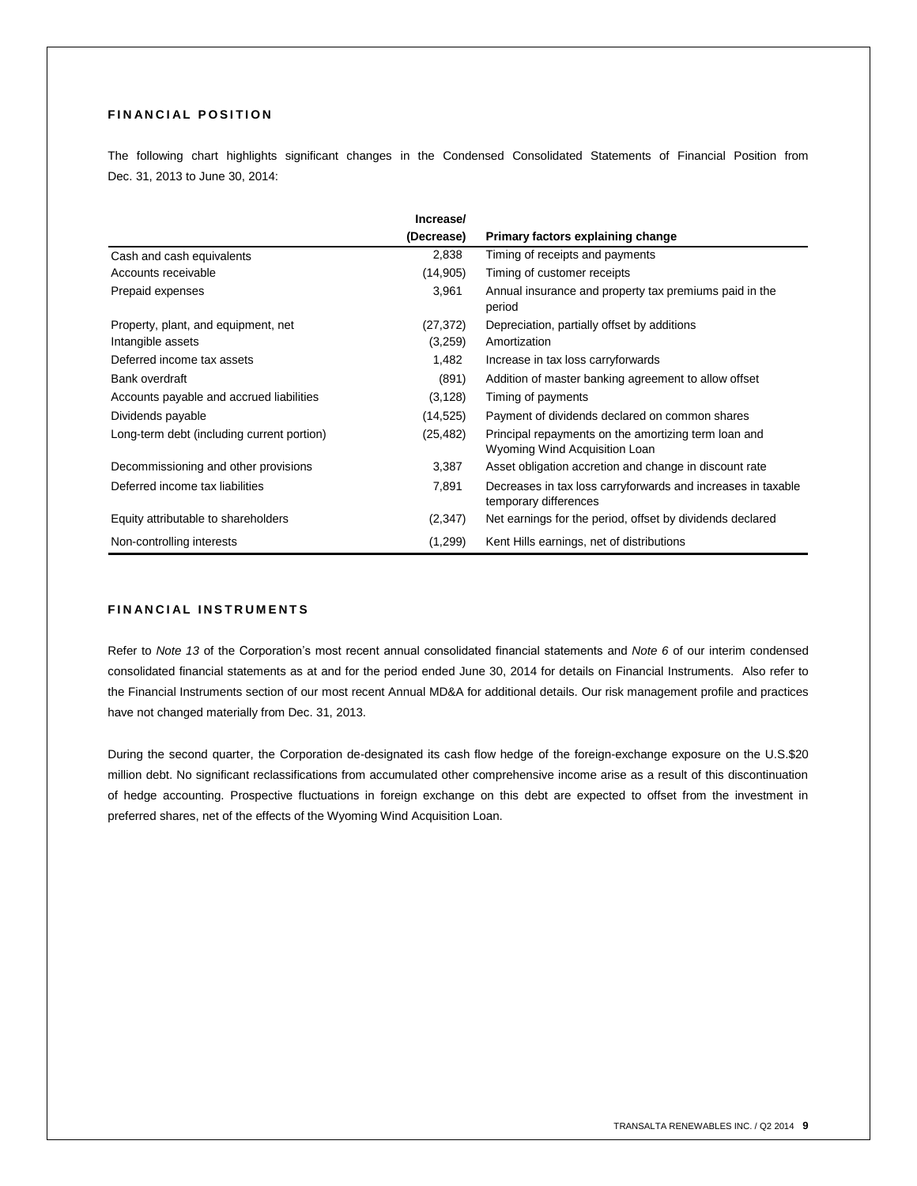## FINANCIAL POSITION

The following chart highlights significant changes in the Condensed Consolidated Statements of Financial Position from Dec. 31, 2013 to June 30, 2014:

| | Increase/ (Decrease) | Primary factors explaining change |
|---|---|---|
| Cash and cash equivalents | 2,838 | Timing of receipts and payments |
| Accounts receivable | (14,905) | Timing of customer receipts |
| Prepaid expenses | 3,961 | Annual insurance and property tax premiums paid in the period |
| Property, plant, and equipment, net | (27,372) | Depreciation, partially offset by additions |
| Intangible assets | (3,259) | Amortization |
| Deferred income tax assets | 1,482 | Increase in tax loss carryforwards |
| Bank overdraft | (891) | Addition of master banking agreement to allow offset |
| Accounts payable and accrued liabilities | (3,128) | Timing of payments |
| Dividends payable | (14,525) | Payment of dividends declared on common shares |
| Long-term debt (including current portion) | (25,482) | Principal repayments on the amortizing term loan and Wyoming Wind Acquisition Loan |
| Decommissioning and other provisions | 3,387 | Asset obligation accretion and change in discount rate |
| Deferred income tax liabilities | 7,891 | Decreases in tax loss carryforwards and increases in taxable temporary differences |
| Equity attributable to shareholders | (2,347) | Net earnings for the period, offset by dividends declared |
| Non-controlling interests | (1,299) | Kent Hills earnings, net of distributions |

## FINANCIAL INSTRUMENTS

Refer to *Note 13* of the Corporation's most recent annual consolidated financial statements and *Note 6* of our interim condensed consolidated financial statements as at and for the period ended June 30, 2014 for details on Financial Instruments. Also refer to the Financial Instruments section of our most recent Annual MD&A for additional details. Our risk management profile and practices have not changed materially from Dec. 31, 2013.

During the second quarter, the Corporation de-designated its cash flow hedge of the foreign-exchange exposure on the U.S.$20 million debt. No significant reclassifications from accumulated other comprehensive income arise as a result of this discontinuation of hedge accounting. Prospective fluctuations in foreign exchange on this debt are expected to offset from the investment in preferred shares, net of the effects of the Wyoming Wind Acquisition Loan.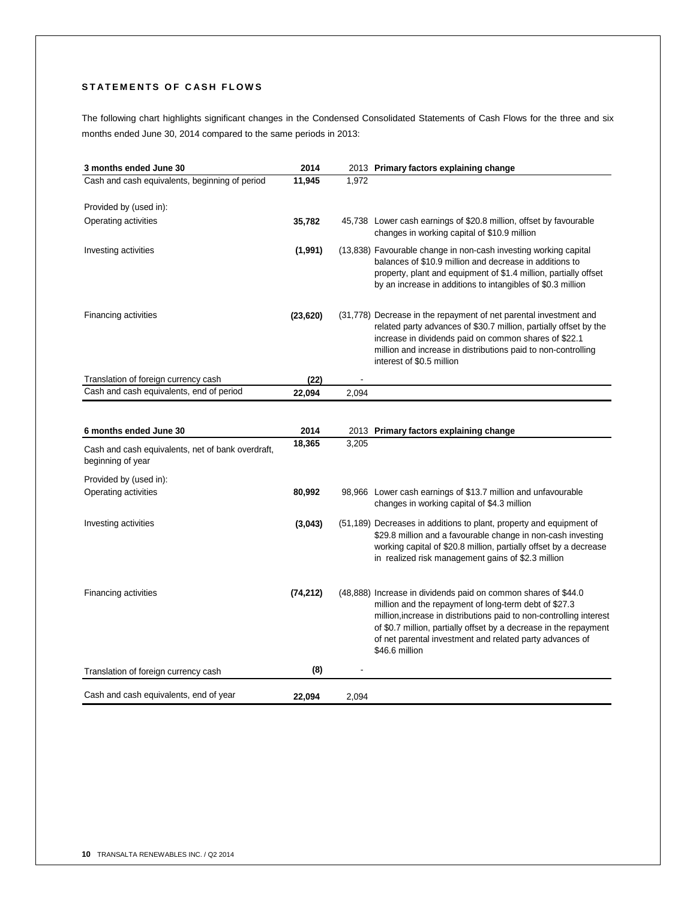## STATEMENTS OF CASH FLOWS

The following chart highlights significant changes in the Condensed Consolidated Statements of Cash Flows for the three and six months ended June 30, 2014 compared to the same periods in 2013:

| 3 months ended June 30 | 2014 | 2013 | Primary factors explaining change |
|---|---|---|---|
| Cash and cash equivalents, beginning of period | **11,945** | 1,972 | |
| Provided by (used in): | | | |
| Operating activities | **35,782** | 45,738 | Lower cash earnings of $20.8 million, offset by favourable changes in working capital of $10.9 million |
| Investing activities | **(1,991)** | (13,838) | Favourable change in non-cash investing working capital balances of $10.9 million and decrease in additions to property, plant and equipment of $1.4 million, partially offset by an increase in additions to intangibles of $0.3 million |
| Financing activities | **(23,620)** | (31,778) | Decrease in the repayment of net parental investment and related party advances of $30.7 million, partially offset by the increase in dividends paid on common shares of $22.1 million and increase in distributions paid to non-controlling interest of $0.5 million |
| Translation of foreign currency cash | **(22)** | - | |
| Cash and cash equivalents, end of period | **22,094** | 2,094 | |

| 6 months ended June 30 | 2014 | 2013 | Primary factors explaining change |
|---|---|---|---|
| Cash and cash equivalents, net of bank overdraft, beginning of year | **18,365** | 3,205 | |
| Provided by (used in): | | | |
| Operating activities | **80,992** | 98,966 | Lower cash earnings of $13.7 million and unfavourable changes in working capital of $4.3 million |
| Investing activities | **(3,043)** | (51,189) | Decreases in additions to plant, property and equipment of $29.8 million and a favourable change in non-cash investing working capital of $20.8 million, partially offset by a decrease in realized risk management gains of $2.3 million |
| Financing activities | **(74,212)** | (48,888) | Increase in dividends paid on common shares of $44.0 million and the repayment of long-term debt of $27.3 million,increase in distributions paid to non-controlling interest of $0.7 million, partially offset by a decrease in the repayment of net parental investment and related party advances of $46.6 million |
| Translation of foreign currency cash | **(8)** | - | |
| Cash and cash equivalents, end of year | **22,094** | 2,094 | |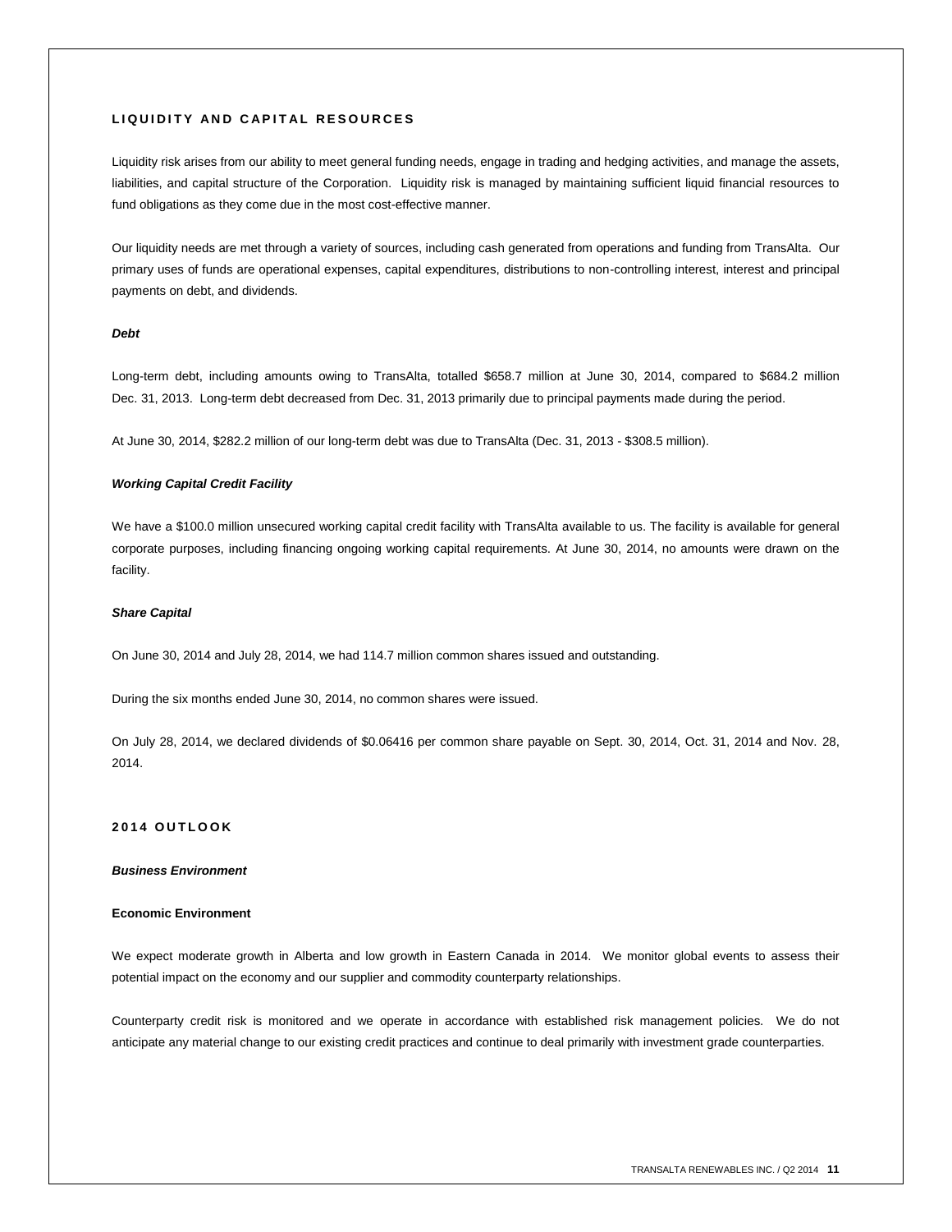## LIQUIDITY AND CAPITAL RESOURCES

Liquidity risk arises from our ability to meet general funding needs, engage in trading and hedging activities, and manage the assets, liabilities, and capital structure of the Corporation. Liquidity risk is managed by maintaining sufficient liquid financial resources to fund obligations as they come due in the most cost-effective manner.

Our liquidity needs are met through a variety of sources, including cash generated from operations and funding from TransAlta. Our primary uses of funds are operational expenses, capital expenditures, distributions to non-controlling interest, interest and principal payments on debt, and dividends.

### *Debt*

Long-term debt, including amounts owing to TransAlta, totalled $658.7 million at June 30, 2014, compared to $684.2 million Dec. 31, 2013. Long-term debt decreased from Dec. 31, 2013 primarily due to principal payments made during the period.

At June 30, 2014, $282.2 million of our long-term debt was due to TransAlta (Dec. 31, 2013 - $308.5 million).

### *Working Capital Credit Facility*

We have a $100.0 million unsecured working capital credit facility with TransAlta available to us. The facility is available for general corporate purposes, including financing ongoing working capital requirements. At June 30, 2014, no amounts were drawn on the facility.

### *Share Capital*

On June 30, 2014 and July 28, 2014, we had 114.7 million common shares issued and outstanding.

During the six months ended June 30, 2014, no common shares were issued.

On July 28, 2014, we declared dividends of $0.06416 per common share payable on Sept. 30, 2014, Oct. 31, 2014 and Nov. 28, 2014.

## 2014 OUTLOOK

### *Business Environment*

#### Economic Environment

We expect moderate growth in Alberta and low growth in Eastern Canada in 2014. We monitor global events to assess their potential impact on the economy and our supplier and commodity counterparty relationships.

Counterparty credit risk is monitored and we operate in accordance with established risk management policies. We do not anticipate any material change to our existing credit practices and continue to deal primarily with investment grade counterparties.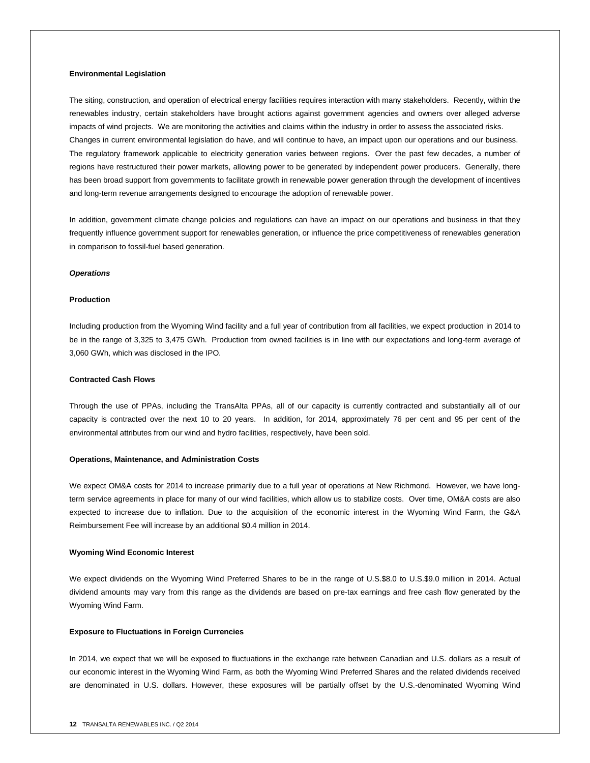**Environmental Legislation**

The siting, construction, and operation of electrical energy facilities requires interaction with many stakeholders. Recently, within the renewables industry, certain stakeholders have brought actions against government agencies and owners over alleged adverse impacts of wind projects. We are monitoring the activities and claims within the industry in order to assess the associated risks. Changes in current environmental legislation do have, and will continue to have, an impact upon our operations and our business. The regulatory framework applicable to electricity generation varies between regions. Over the past few decades, a number of regions have restructured their power markets, allowing power to be generated by independent power producers. Generally, there has been broad support from governments to facilitate growth in renewable power generation through the development of incentives and long-term revenue arrangements designed to encourage the adoption of renewable power.

In addition, government climate change policies and regulations can have an impact on our operations and business in that they frequently influence government support for renewables generation, or influence the price competitiveness of renewables generation in comparison to fossil-fuel based generation.

***Operations***

**Production**

Including production from the Wyoming Wind facility and a full year of contribution from all facilities, we expect production in 2014 to be in the range of 3,325 to 3,475 GWh. Production from owned facilities is in line with our expectations and long-term average of 3,060 GWh, which was disclosed in the IPO.

**Contracted Cash Flows**

Through the use of PPAs, including the TransAlta PPAs, all of our capacity is currently contracted and substantially all of our capacity is contracted over the next 10 to 20 years. In addition, for 2014, approximately 76 per cent and 95 per cent of the environmental attributes from our wind and hydro facilities, respectively, have been sold.

**Operations, Maintenance, and Administration Costs**

We expect OM&A costs for 2014 to increase primarily due to a full year of operations at New Richmond. However, we have long-term service agreements in place for many of our wind facilities, which allow us to stabilize costs. Over time, OM&A costs are also expected to increase due to inflation. Due to the acquisition of the economic interest in the Wyoming Wind Farm, the G&A Reimbursement Fee will increase by an additional $0.4 million in 2014.

**Wyoming Wind Economic Interest**

We expect dividends on the Wyoming Wind Preferred Shares to be in the range of U.S.$8.0 to U.S.$9.0 million in 2014. Actual dividend amounts may vary from this range as the dividends are based on pre-tax earnings and free cash flow generated by the Wyoming Wind Farm.

**Exposure to Fluctuations in Foreign Currencies**

In 2014, we expect that we will be exposed to fluctuations in the exchange rate between Canadian and U.S. dollars as a result of our economic interest in the Wyoming Wind Farm, as both the Wyoming Wind Preferred Shares and the related dividends received are denominated in U.S. dollars. However, these exposures will be partially offset by the U.S.-denominated Wyoming Wind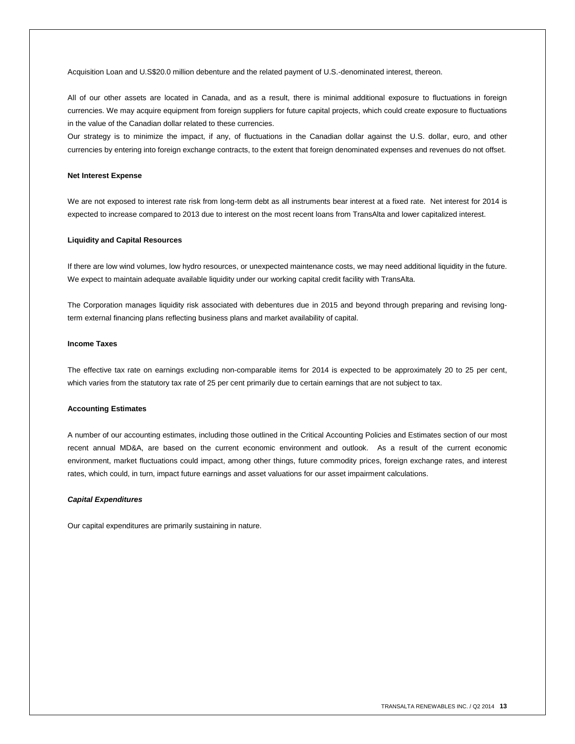Acquisition Loan and U.S$20.0 million debenture and the related payment of U.S.-denominated interest, thereon.

All of our other assets are located in Canada, and as a result, there is minimal additional exposure to fluctuations in foreign currencies. We may acquire equipment from foreign suppliers for future capital projects, which could create exposure to fluctuations in the value of the Canadian dollar related to these currencies.

Our strategy is to minimize the impact, if any, of fluctuations in the Canadian dollar against the U.S. dollar, euro, and other currencies by entering into foreign exchange contracts, to the extent that foreign denominated expenses and revenues do not offset.

**Net Interest Expense**

We are not exposed to interest rate risk from long-term debt as all instruments bear interest at a fixed rate. Net interest for 2014 is expected to increase compared to 2013 due to interest on the most recent loans from TransAlta and lower capitalized interest.

**Liquidity and Capital Resources**

If there are low wind volumes, low hydro resources, or unexpected maintenance costs, we may need additional liquidity in the future. We expect to maintain adequate available liquidity under our working capital credit facility with TransAlta.

The Corporation manages liquidity risk associated with debentures due in 2015 and beyond through preparing and revising long-term external financing plans reflecting business plans and market availability of capital.

**Income Taxes**

The effective tax rate on earnings excluding non-comparable items for 2014 is expected to be approximately 20 to 25 per cent, which varies from the statutory tax rate of 25 per cent primarily due to certain earnings that are not subject to tax.

**Accounting Estimates**

A number of our accounting estimates, including those outlined in the Critical Accounting Policies and Estimates section of our most recent annual MD&A, are based on the current economic environment and outlook. As a result of the current economic environment, market fluctuations could impact, among other things, future commodity prices, foreign exchange rates, and interest rates, which could, in turn, impact future earnings and asset valuations for our asset impairment calculations.

***Capital Expenditures***

Our capital expenditures are primarily sustaining in nature.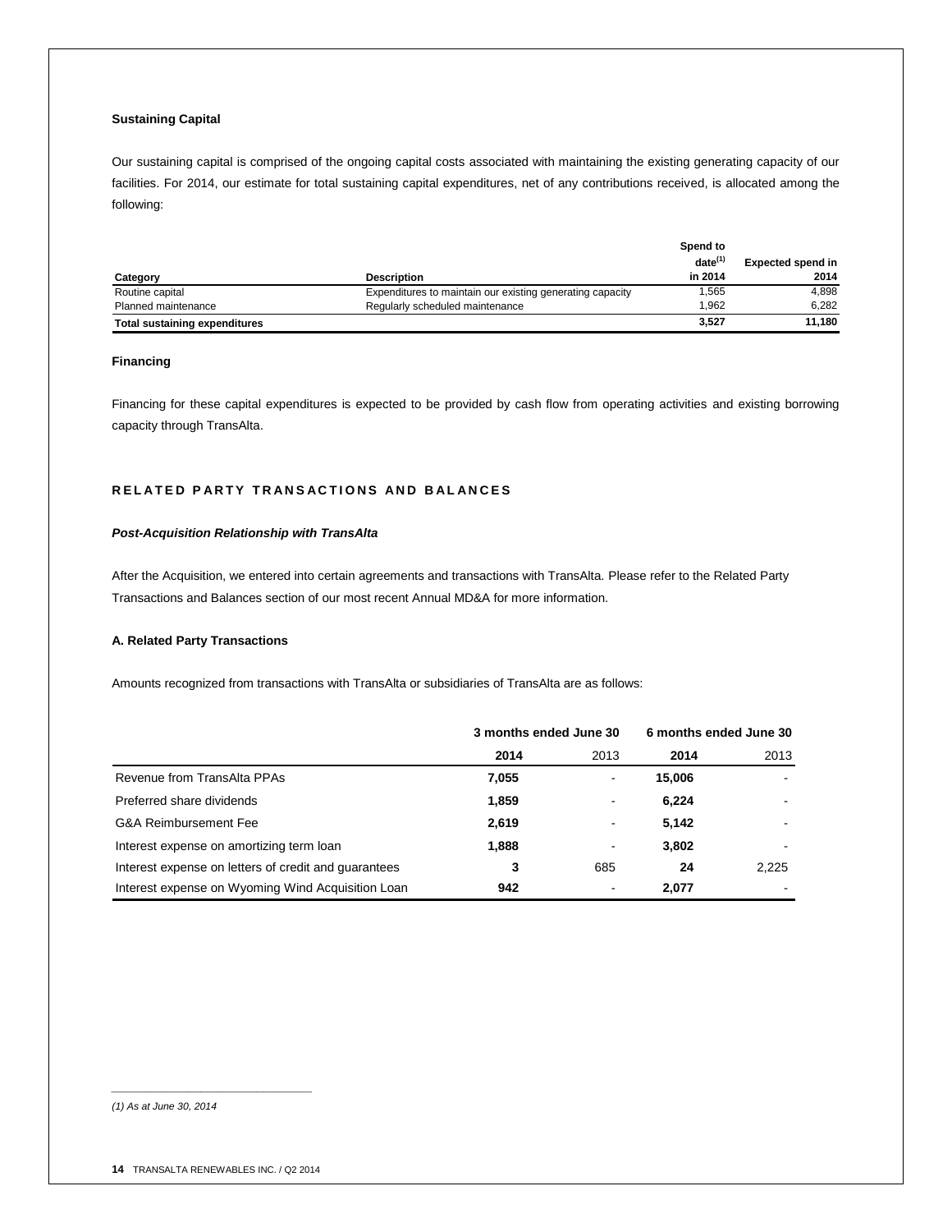**Sustaining Capital**

Our sustaining capital is comprised of the ongoing capital costs associated with maintaining the existing generating capacity of our facilities. For 2014, our estimate for total sustaining capital expenditures, net of any contributions received, is allocated among the following:

| Category | Description | Spend to date[1] in 2014 | Expected spend in 2014 |
|---|---|---|---|
| Routine capital | Expenditures to maintain our existing generating capacity | 1,565 | 4,898 |
| Planned maintenance | Regularly scheduled maintenance | 1,962 | 6,282 |
| **Total sustaining expenditures** | | **3,527** | **11,180** |

**Financing**

Financing for these capital expenditures is expected to be provided by cash flow from operating activities and existing borrowing capacity through TransAlta.

## RELATED PARTY TRANSACTIONS AND BALANCES

***Post-Acquisition Relationship with TransAlta***

After the Acquisition, we entered into certain agreements and transactions with TransAlta. Please refer to the Related Party Transactions and Balances section of our most recent Annual MD&A for more information.

**A. Related Party Transactions**

Amounts recognized from transactions with TransAlta or subsidiaries of TransAlta are as follows:

| | 3 months ended June 30 | | 6 months ended June 30 | |
|---|---|---|---|---|
| | **2014** | 2013 | **2014** | 2013 |
| Revenue from TransAlta PPAs | **7,055** | - | **15,006** | - |
| Preferred share dividends | **1,859** | - | **6,224** | - |
| G&A Reimbursement Fee | **2,619** | - | **5,142** | - |
| Interest expense on amortizing term loan | **1,888** | - | **3,802** | - |
| Interest expense on letters of credit and guarantees | **3** | 685 | **24** | 2,225 |
| Interest expense on Wyoming Wind Acquisition Loan | **942** | - | **2,077** | - |

*(1) As at June 30, 2014*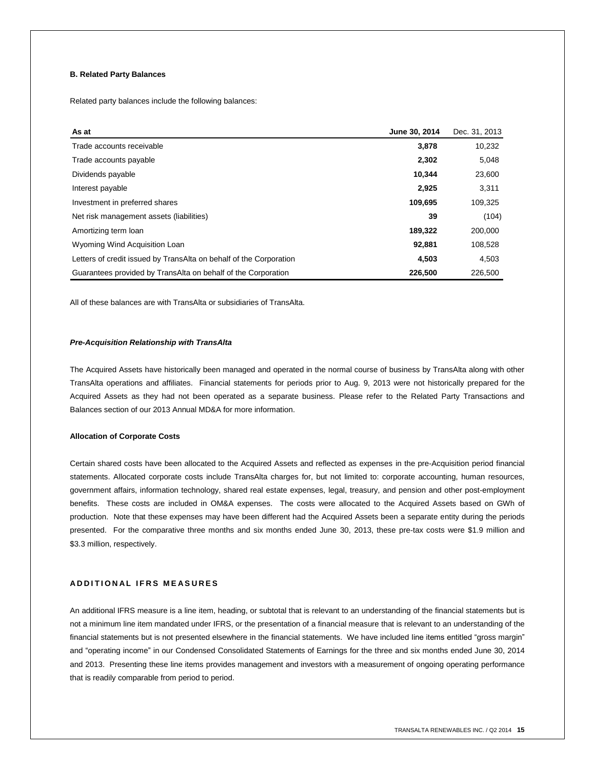#### B. Related Party Balances

Related party balances include the following balances:

| As at | June 30, 2014 | Dec. 31, 2013 |
|---|---|---|
| Trade accounts receivable | **3,878** | 10,232 |
| Trade accounts payable | **2,302** | 5,048 |
| Dividends payable | **10,344** | 23,600 |
| Interest payable | **2,925** | 3,311 |
| Investment in preferred shares | **109,695** | 109,325 |
| Net risk management assets (liabilities) | **39** | (104) |
| Amortizing term loan | **189,322** | 200,000 |
| Wyoming Wind Acquisition Loan | **92,881** | 108,528 |
| Letters of credit issued by TransAlta on behalf of the Corporation | **4,503** | 4,503 |
| Guarantees provided by TransAlta on behalf of the Corporation | **226,500** | 226,500 |

All of these balances are with TransAlta or subsidiaries of TransAlta.

***Pre-Acquisition Relationship with TransAlta***

The Acquired Assets have historically been managed and operated in the normal course of business by TransAlta along with other TransAlta operations and affiliates. Financial statements for periods prior to Aug. 9, 2013 were not historically prepared for the Acquired Assets as they had not been operated as a separate business. Please refer to the Related Party Transactions and Balances section of our 2013 Annual MD&A for more information.

#### Allocation of Corporate Costs

Certain shared costs have been allocated to the Acquired Assets and reflected as expenses in the pre-Acquisition period financial statements. Allocated corporate costs include TransAlta charges for, but not limited to: corporate accounting, human resources, government affairs, information technology, shared real estate expenses, legal, treasury, and pension and other post-employment benefits. These costs are included in OM&A expenses. The costs were allocated to the Acquired Assets based on GWh of production. Note that these expenses may have been different had the Acquired Assets been a separate entity during the periods presented. For the comparative three months and six months ended June 30, 2013, these pre-tax costs were $1.9 million and $3.3 million, respectively.

## ADDITIONAL IFRS MEASURES

An additional IFRS measure is a line item, heading, or subtotal that is relevant to an understanding of the financial statements but is not a minimum line item mandated under IFRS, or the presentation of a financial measure that is relevant to an understanding of the financial statements but is not presented elsewhere in the financial statements. We have included line items entitled "gross margin" and "operating income" in our Condensed Consolidated Statements of Earnings for the three and six months ended June 30, 2014 and 2013. Presenting these line items provides management and investors with a measurement of ongoing operating performance that is readily comparable from period to period.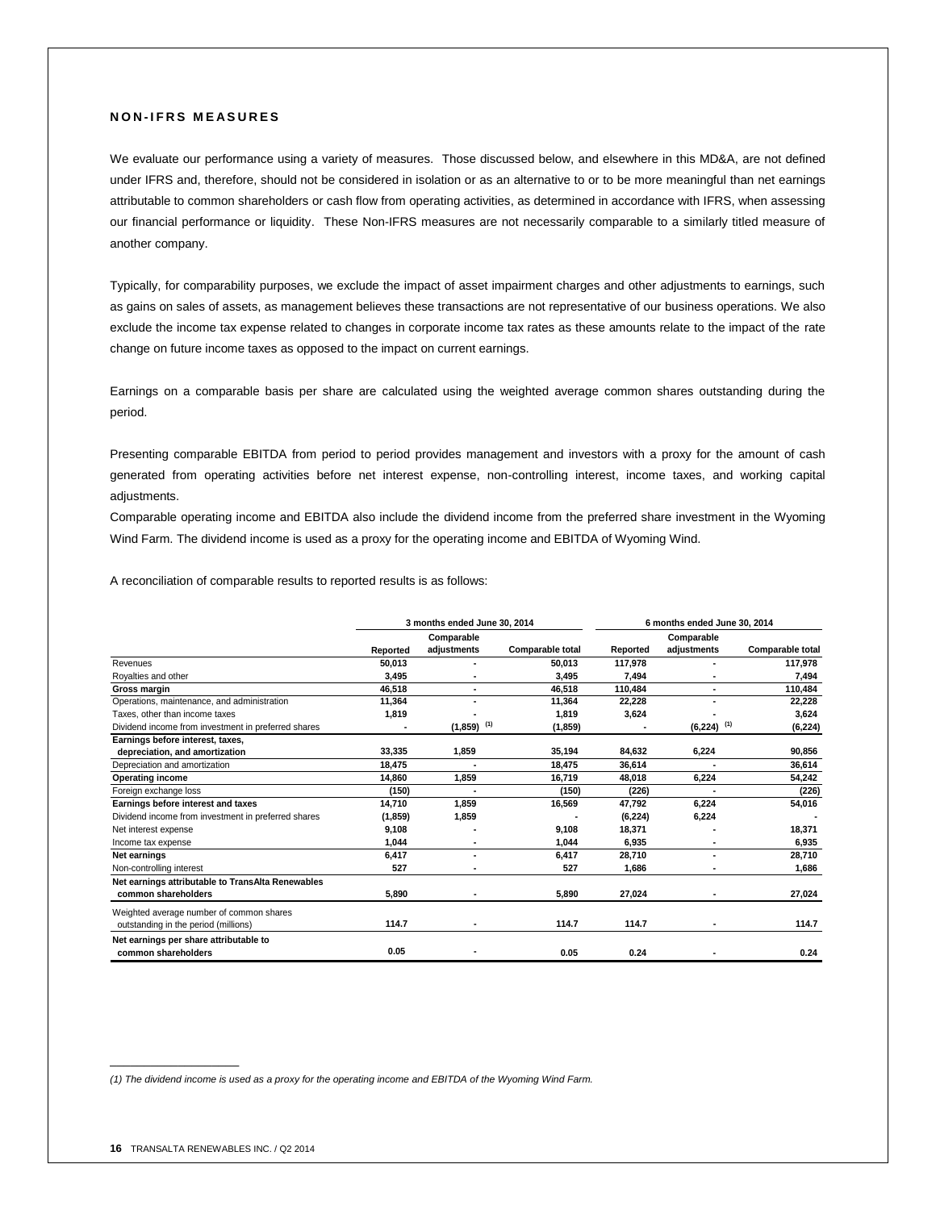## NON-IFRS MEASURES

We evaluate our performance using a variety of measures. Those discussed below, and elsewhere in this MD&A, are not defined under IFRS and, therefore, should not be considered in isolation or as an alternative to or to be more meaningful than net earnings attributable to common shareholders or cash flow from operating activities, as determined in accordance with IFRS, when assessing our financial performance or liquidity. These Non-IFRS measures are not necessarily comparable to a similarly titled measure of another company.

Typically, for comparability purposes, we exclude the impact of asset impairment charges and other adjustments to earnings, such as gains on sales of assets, as management believes these transactions are not representative of our business operations. We also exclude the income tax expense related to changes in corporate income tax rates as these amounts relate to the impact of the rate change on future income taxes as opposed to the impact on current earnings.

Earnings on a comparable basis per share are calculated using the weighted average common shares outstanding during the period.

Presenting comparable EBITDA from period to period provides management and investors with a proxy for the amount of cash generated from operating activities before net interest expense, non-controlling interest, income taxes, and working capital adjustments.

Comparable operating income and EBITDA also include the dividend income from the preferred share investment in the Wyoming Wind Farm. The dividend income is used as a proxy for the operating income and EBITDA of Wyoming Wind.

A reconciliation of comparable results to reported results is as follows:

| | 3 months ended June 30, 2014 | | | 6 months ended June 30, 2014 | | |
|---|---|---|---|---|---|---|
| | Reported | Comparable adjustments | Comparable total | Reported | Comparable adjustments | Comparable total |
| Revenues | 50,013 | - | 50,013 | 117,978 | - | 117,978 |
| Royalties and other | 3,495 | - | 3,495 | 7,494 | - | 7,494 |
| **Gross margin** | 46,518 | - | 46,518 | 110,484 | - | 110,484 |
| Operations, maintenance, and administration | 11,364 | - | 11,364 | 22,228 | - | 22,228 |
| Taxes, other than income taxes | 1,819 | - | 1,819 | 3,624 | - | 3,624 |
| Dividend income from investment in preferred shares | - | (1,859) (1) | (1,859) | - | (6,224) (1) | (6,224) |
| **Earnings before interest, taxes, depreciation, and amortization** | 33,335 | 1,859 | 35,194 | 84,632 | 6,224 | 90,856 |
| Depreciation and amortization | 18,475 | - | 18,475 | 36,614 | - | 36,614 |
| **Operating income** | 14,860 | 1,859 | 16,719 | 48,018 | 6,224 | 54,242 |
| Foreign exchange loss | (150) | - | (150) | (226) | - | (226) |
| **Earnings before interest and taxes** | 14,710 | 1,859 | 16,569 | 47,792 | 6,224 | 54,016 |
| Dividend income from investment in preferred shares | (1,859) | 1,859 | - | (6,224) | 6,224 | - |
| Net interest expense | 9,108 | - | 9,108 | 18,371 | - | 18,371 |
| Income tax expense | 1,044 | - | 1,044 | 6,935 | - | 6,935 |
| **Net earnings** | 6,417 | - | 6,417 | 28,710 | - | 28,710 |
| Non-controlling interest | 527 | - | 527 | 1,686 | - | 1,686 |
| **Net earnings attributable to TransAlta Renewables common shareholders** | 5,890 | - | 5,890 | 27,024 | - | 27,024 |
| Weighted average number of common shares outstanding in the period (millions) | 114.7 | - | 114.7 | 114.7 | - | 114.7 |
| **Net earnings per share attributable to common shareholders** | 0.05 | - | 0.05 | 0.24 | - | 0.24 |

*(1) The dividend income is used as a proxy for the operating income and EBITDA of the Wyoming Wind Farm.*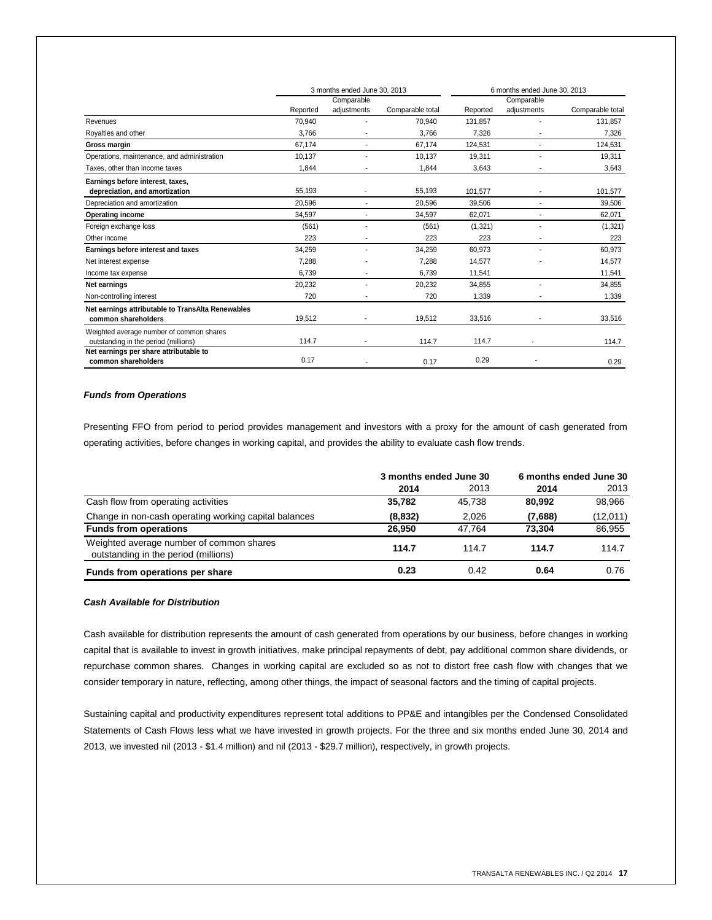| | 3 months ended June 30, 2013 | | | 6 months ended June 30, 2013 | | |
|---|---|---|---|---|---|---|
| | Reported | Comparable adjustments | Comparable total | Reported | Comparable adjustments | Comparable total |
| Revenues | 70,940 | - | 70,940 | 131,857 | - | 131,857 |
| Royalties and other | 3,766 | - | 3,766 | 7,326 | - | 7,326 |
| **Gross margin** | 67,174 | - | 67,174 | 124,531 | - | 124,531 |
| Operations, maintenance, and administration | 10,137 | - | 10,137 | 19,311 | - | 19,311 |
| Taxes, other than income taxes | 1,844 | - | 1,844 | 3,643 | - | 3,643 |
| **Earnings before interest, taxes, depreciation, and amortization** | 55,193 | - | 55,193 | 101,577 | - | 101,577 |
| Depreciation and amortization | 20,596 | - | 20,596 | 39,506 | - | 39,506 |
| **Operating income** | 34,597 | - | 34,597 | 62,071 | - | 62,071 |
| Foreign exchange loss | (561) | - | (561) | (1,321) | - | (1,321) |
| Other income | 223 | - | 223 | 223 | - | 223 |
| **Earnings before interest and taxes** | 34,259 | - | 34,259 | 60,973 | - | 60,973 |
| Net interest expense | 7,288 | - | 7,288 | 14,577 | - | 14,577 |
| Income tax expense | 6,739 | - | 6,739 | 11,541 | | 11,541 |
| **Net earnings** | 20,232 | - | 20,232 | 34,855 | - | 34,855 |
| Non-controlling interest | 720 | - | 720 | 1,339 | - | 1,339 |
| **Net earnings attributable to TransAlta Renewables common shareholders** | 19,512 | - | 19,512 | 33,516 | - | 33,516 |
| Weighted average number of common shares outstanding in the period (millions) | 114.7 | - | 114.7 | 114.7 | - | 114.7 |
| **Net earnings per share attributable to common shareholders** | 0.17 | - | 0.17 | 0.29 | - | 0.29 |

### *Funds from Operations*

Presenting FFO from period to period provides management and investors with a proxy for the amount of cash generated from operating activities, before changes in working capital, and provides the ability to evaluate cash flow trends.

| | 3 months ended June 30 | | 6 months ended June 30 | |
|---|---|---|---|---|
| | **2014** | 2013 | **2014** | 2013 |
| Cash flow from operating activities | **35,782** | 45,738 | **80,992** | 98,966 |
| Change in non-cash operating working capital balances | **(8,832)** | 2,026 | **(7,688)** | (12,011) |
| **Funds from operations** | **26,950** | 47,764 | **73,304** | 86,955 |
| Weighted average number of common shares outstanding in the period (millions) | **114.7** | 114.7 | **114.7** | 114.7 |
| **Funds from operations per share** | **0.23** | 0.42 | **0.64** | 0.76 |

### *Cash Available for Distribution*

Cash available for distribution represents the amount of cash generated from operations by our business, before changes in working capital that is available to invest in growth initiatives, make principal repayments of debt, pay additional common share dividends, or repurchase common shares. Changes in working capital are excluded so as not to distort free cash flow with changes that we consider temporary in nature, reflecting, among other things, the impact of seasonal factors and the timing of capital projects.

Sustaining capital and productivity expenditures represent total additions to PP&E and intangibles per the Condensed Consolidated Statements of Cash Flows less what we have invested in growth projects. For the three and six months ended June 30, 2014 and 2013, we invested nil (2013 - $1.4 million) and nil (2013 - $29.7 million), respectively, in growth projects.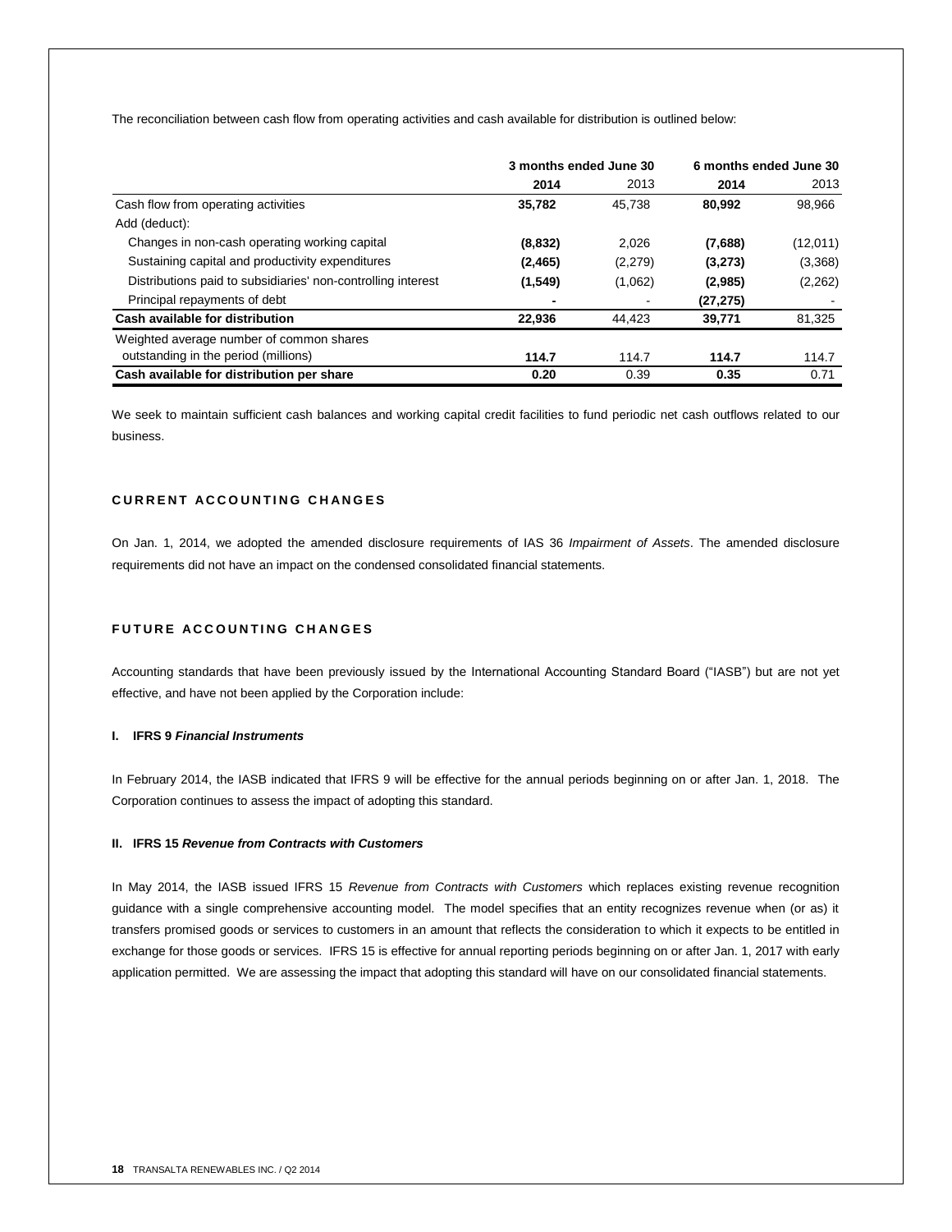The reconciliation between cash flow from operating activities and cash available for distribution is outlined below:

| | 3 months ended June 30 | | 6 months ended June 30 | |
|---|---|---|---|---|
| | **2014** | 2013 | **2014** | 2013 |
| Cash flow from operating activities | **35,782** | 45,738 | **80,992** | 98,966 |
| Add (deduct): | | | | |
| Changes in non-cash operating working capital | **(8,832)** | 2,026 | **(7,688)** | (12,011) |
| Sustaining capital and productivity expenditures | **(2,465)** | (2,279) | **(3,273)** | (3,368) |
| Distributions paid to subsidiaries' non-controlling interest | **(1,549)** | (1,062) | **(2,985)** | (2,262) |
| Principal repayments of debt | **-** | - | **(27,275)** | - |
| **Cash available for distribution** | **22,936** | 44,423 | **39,771** | 81,325 |
| Weighted average number of common shares outstanding in the period (millions) | **114.7** | 114.7 | **114.7** | 114.7 |
| **Cash available for distribution per share** | **0.20** | 0.39 | **0.35** | 0.71 |

We seek to maintain sufficient cash balances and working capital credit facilities to fund periodic net cash outflows related to our business.

## CURRENT ACCOUNTING CHANGES

On Jan. 1, 2014, we adopted the amended disclosure requirements of IAS 36 *Impairment of Assets*. The amended disclosure requirements did not have an impact on the condensed consolidated financial statements.

## FUTURE ACCOUNTING CHANGES

Accounting standards that have been previously issued by the International Accounting Standard Board ("IASB") but are not yet effective, and have not been applied by the Corporation include:

### I. IFRS 9 *Financial Instruments*

In February 2014, the IASB indicated that IFRS 9 will be effective for the annual periods beginning on or after Jan. 1, 2018. The Corporation continues to assess the impact of adopting this standard.

### II. IFRS 15 *Revenue from Contracts with Customers*

In May 2014, the IASB issued IFRS 15 *Revenue from Contracts with Customers* which replaces existing revenue recognition guidance with a single comprehensive accounting model. The model specifies that an entity recognizes revenue when (or as) it transfers promised goods or services to customers in an amount that reflects the consideration to which it expects to be entitled in exchange for those goods or services. IFRS 15 is effective for annual reporting periods beginning on or after Jan. 1, 2017 with early application permitted. We are assessing the impact that adopting this standard will have on our consolidated financial statements.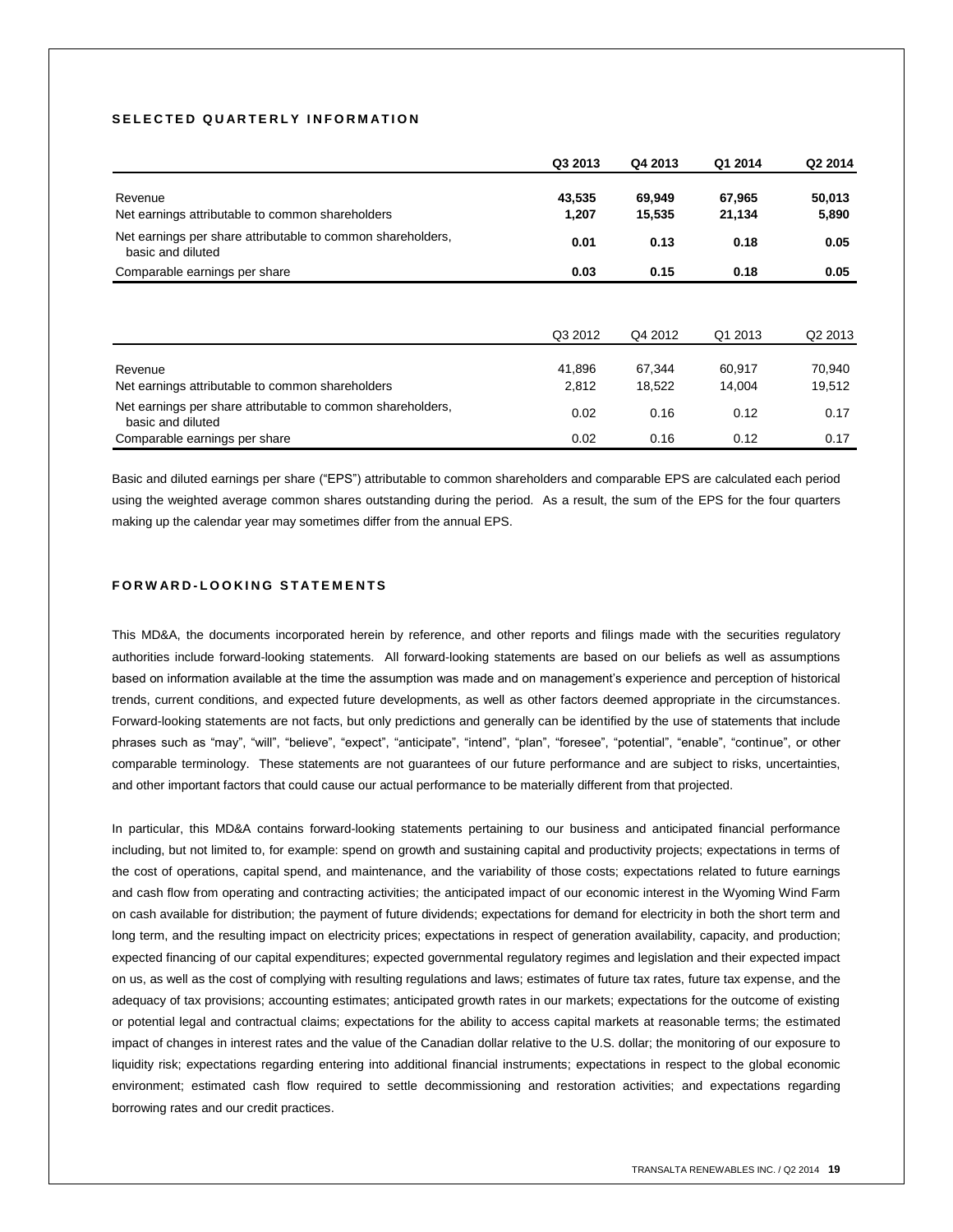## SELECTED QUARTERLY INFORMATION

| | **Q3 2013** | **Q4 2013** | **Q1 2014** | **Q2 2014** |
|---|---|---|---|---|
| Revenue | **43,535** | **69,949** | **67,965** | **50,013** |
| Net earnings attributable to common shareholders | **1,207** | **15,535** | **21,134** | **5,890** |
| Net earnings per share attributable to common shareholders, basic and diluted | **0.01** | **0.13** | **0.18** | **0.05** |
| Comparable earnings per share | **0.03** | **0.15** | **0.18** | **0.05** |

| | Q3 2012 | Q4 2012 | Q1 2013 | Q2 2013 |
|---|---|---|---|---|
| Revenue | 41,896 | 67,344 | 60,917 | 70,940 |
| Net earnings attributable to common shareholders | 2,812 | 18,522 | 14,004 | 19,512 |
| Net earnings per share attributable to common shareholders, basic and diluted | 0.02 | 0.16 | 0.12 | 0.17 |
| Comparable earnings per share | 0.02 | 0.16 | 0.12 | 0.17 |

Basic and diluted earnings per share ("EPS") attributable to common shareholders and comparable EPS are calculated each period using the weighted average common shares outstanding during the period. As a result, the sum of the EPS for the four quarters making up the calendar year may sometimes differ from the annual EPS.

## FORWARD-LOOKING STATEMENTS

This MD&A, the documents incorporated herein by reference, and other reports and filings made with the securities regulatory authorities include forward-looking statements. All forward-looking statements are based on our beliefs as well as assumptions based on information available at the time the assumption was made and on management's experience and perception of historical trends, current conditions, and expected future developments, as well as other factors deemed appropriate in the circumstances. Forward-looking statements are not facts, but only predictions and generally can be identified by the use of statements that include phrases such as "may", "will", "believe", "expect", "anticipate", "intend", "plan", "foresee", "potential", "enable", "continue", or other comparable terminology. These statements are not guarantees of our future performance and are subject to risks, uncertainties, and other important factors that could cause our actual performance to be materially different from that projected.

In particular, this MD&A contains forward-looking statements pertaining to our business and anticipated financial performance including, but not limited to, for example: spend on growth and sustaining capital and productivity projects; expectations in terms of the cost of operations, capital spend, and maintenance, and the variability of those costs; expectations related to future earnings and cash flow from operating and contracting activities; the anticipated impact of our economic interest in the Wyoming Wind Farm on cash available for distribution; the payment of future dividends; expectations for demand for electricity in both the short term and long term, and the resulting impact on electricity prices; expectations in respect of generation availability, capacity, and production; expected financing of our capital expenditures; expected governmental regulatory regimes and legislation and their expected impact on us, as well as the cost of complying with resulting regulations and laws; estimates of future tax rates, future tax expense, and the adequacy of tax provisions; accounting estimates; anticipated growth rates in our markets; expectations for the outcome of existing or potential legal and contractual claims; expectations for the ability to access capital markets at reasonable terms; the estimated impact of changes in interest rates and the value of the Canadian dollar relative to the U.S. dollar; the monitoring of our exposure to liquidity risk; expectations regarding entering into additional financial instruments; expectations in respect to the global economic environment; estimated cash flow required to settle decommissioning and restoration activities; and expectations regarding borrowing rates and our credit practices.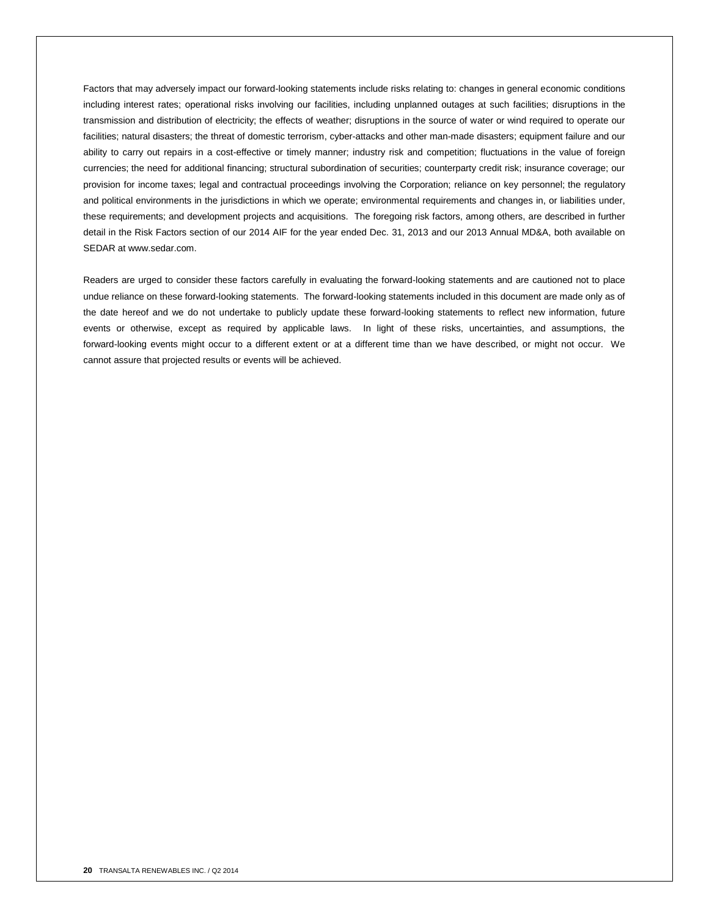Factors that may adversely impact our forward-looking statements include risks relating to: changes in general economic conditions including interest rates; operational risks involving our facilities, including unplanned outages at such facilities; disruptions in the transmission and distribution of electricity; the effects of weather; disruptions in the source of water or wind required to operate our facilities; natural disasters; the threat of domestic terrorism, cyber-attacks and other man-made disasters; equipment failure and our ability to carry out repairs in a cost-effective or timely manner; industry risk and competition; fluctuations in the value of foreign currencies; the need for additional financing; structural subordination of securities; counterparty credit risk; insurance coverage; our provision for income taxes; legal and contractual proceedings involving the Corporation; reliance on key personnel; the regulatory and political environments in the jurisdictions in which we operate; environmental requirements and changes in, or liabilities under, these requirements; and development projects and acquisitions. The foregoing risk factors, among others, are described in further detail in the Risk Factors section of our 2014 AIF for the year ended Dec. 31, 2013 and our 2013 Annual MD&A, both available on SEDAR at www.sedar.com.

Readers are urged to consider these factors carefully in evaluating the forward-looking statements and are cautioned not to place undue reliance on these forward-looking statements. The forward-looking statements included in this document are made only as of the date hereof and we do not undertake to publicly update these forward-looking statements to reflect new information, future events or otherwise, except as required by applicable laws. In light of these risks, uncertainties, and assumptions, the forward-looking events might occur to a different extent or at a different time than we have described, or might not occur. We cannot assure that projected results or events will be achieved.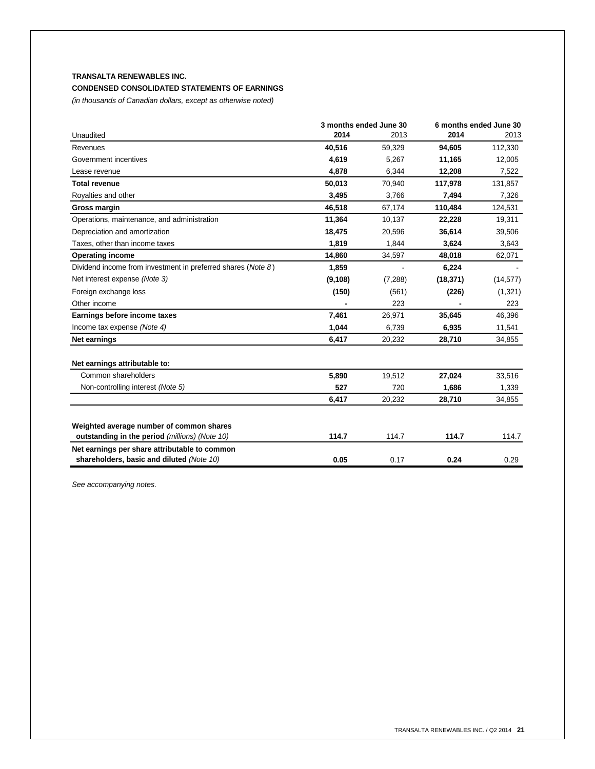**TRANSALTA RENEWABLES INC.**

**CONDENSED CONSOLIDATED STATEMENTS OF EARNINGS**

*(in thousands of Canadian dollars, except as otherwise noted)*

| | 3 months ended June 30 | | 6 months ended June 30 | |
|---|---|---|---|---|
| Unaudited | **2014** | 2013 | **2014** | 2013 |
| Revenues | **40,516** | 59,329 | **94,605** | 112,330 |
| Government incentives | **4,619** | 5,267 | **11,165** | 12,005 |
| Lease revenue | **4,878** | 6,344 | **12,208** | 7,522 |
| **Total revenue** | **50,013** | 70,940 | **117,978** | 131,857 |
| Royalties and other | **3,495** | 3,766 | **7,494** | 7,326 |
| **Gross margin** | **46,518** | 67,174 | **110,484** | 124,531 |
| Operations, maintenance, and administration | **11,364** | 10,137 | **22,228** | 19,311 |
| Depreciation and amortization | **18,475** | 20,596 | **36,614** | 39,506 |
| Taxes, other than income taxes | **1,819** | 1,844 | **3,624** | 3,643 |
| **Operating income** | **14,860** | 34,597 | **48,018** | 62,071 |
| Dividend income from investment in preferred shares (*Note 8*) | **1,859** | - | **6,224** | - |
| Net interest expense *(Note 3)* | **(9,108)** | (7,288) | **(18,371)** | (14,577) |
| Foreign exchange loss | **(150)** | (561) | **(226)** | (1,321) |
| Other income | **-** | 223 | **-** | 223 |
| **Earnings before income taxes** | **7,461** | 26,971 | **35,645** | 46,396 |
| Income tax expense *(Note 4)* | **1,044** | 6,739 | **6,935** | 11,541 |
| **Net earnings** | **6,417** | 20,232 | **28,710** | 34,855 |
| | | | | |
| **Net earnings attributable to:** | | | | |
| Common shareholders | **5,890** | 19,512 | **27,024** | 33,516 |
| Non-controlling interest *(Note 5)* | **527** | 720 | **1,686** | 1,339 |
| | **6,417** | 20,232 | **28,710** | 34,855 |
| | | | | |
| **Weighted average number of common shares outstanding in the period** *(millions) (Note 10)* | **114.7** | 114.7 | **114.7** | 114.7 |
| **Net earnings per share attributable to common shareholders, basic and diluted** *(Note 10)* | **0.05** | 0.17 | **0.24** | 0.29 |

*See accompanying notes.*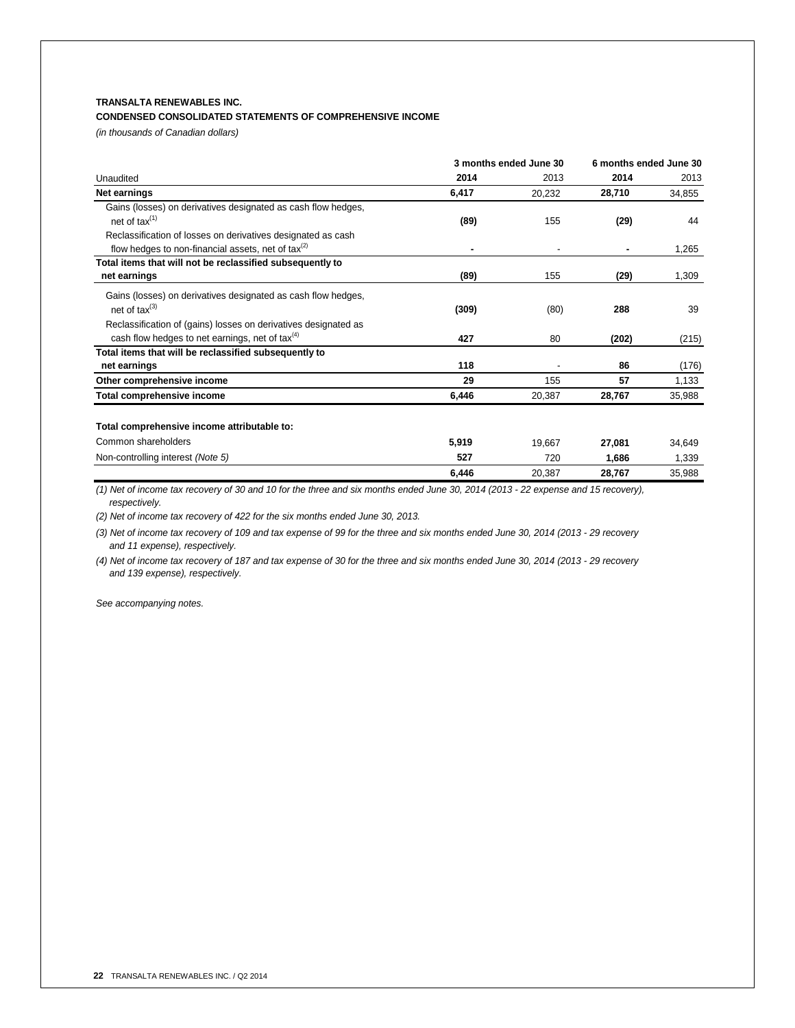**TRANSALTA RENEWABLES INC.**

**CONDENSED CONSOLIDATED STATEMENTS OF COMPREHENSIVE INCOME**

*(in thousands of Canadian dollars)*

| | 3 months ended June 30 | | 6 months ended June 30 | |
|---|---|---|---|---|
| Unaudited | **2014** | 2013 | **2014** | 2013 |
| **Net earnings** | **6,417** | 20,232 | **28,710** | 34,855 |
| Gains (losses) on derivatives designated as cash flow hedges, net of tax[(1)] | **(89)** | 155 | **(29)** | 44 |
| Reclassification of losses on derivatives designated as cash flow hedges to non-financial assets, net of tax[(2)] | **-** | - | **-** | 1,265 |
| **Total items that will not be reclassified subsequently to net earnings** | **(89)** | 155 | **(29)** | 1,309 |
| Gains (losses) on derivatives designated as cash flow hedges, net of tax[(3)] | **(309)** | (80) | **288** | 39 |
| Reclassification of (gains) losses on derivatives designated as cash flow hedges to net earnings, net of tax[(4)] | **427** | 80 | **(202)** | (215) |
| **Total items that will be reclassified subsequently to net earnings** | **118** | - | **86** | (176) |
| **Other comprehensive income** | **29** | 155 | **57** | 1,133 |
| **Total comprehensive income** | **6,446** | 20,387 | **28,767** | 35,988 |
| | | | | |
| **Total comprehensive income attributable to:** | | | | |
| Common shareholders | **5,919** | 19,667 | **27,081** | 34,649 |
| Non-controlling interest *(Note 5)* | **527** | 720 | **1,686** | 1,339 |
| | **6,446** | 20,387 | **28,767** | 35,988 |

*(1) Net of income tax recovery of 30 and 10 for the three and six months ended June 30, 2014 (2013 - 22 expense and 15 recovery), respectively.*

*(2) Net of income tax recovery of 422 for the six months ended June 30, 2013.*

*(3) Net of income tax recovery of 109 and tax expense of 99 for the three and six months ended June 30, 2014 (2013 - 29 recovery and 11 expense), respectively.*

*(4) Net of income tax recovery of 187 and tax expense of 30 for the three and six months ended June 30, 2014 (2013 - 29 recovery and 139 expense), respectively.*

*See accompanying notes.*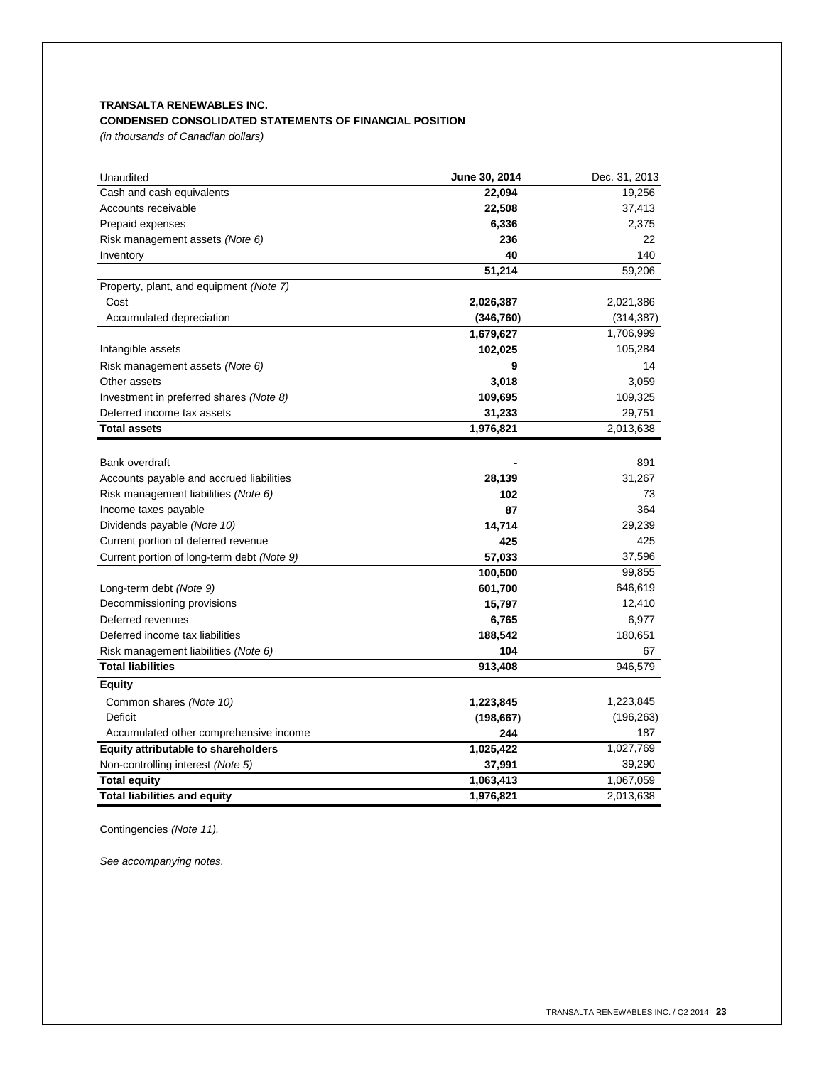**TRANSALTA RENEWABLES INC.**

**CONDENSED CONSOLIDATED STATEMENTS OF FINANCIAL POSITION**

*(in thousands of Canadian dollars)*

| Unaudited | June 30, 2014 | Dec. 31, 2013 |
|---|---|---|
| Cash and cash equivalents | **22,094** | 19,256 |
| Accounts receivable | **22,508** | 37,413 |
| Prepaid expenses | **6,336** | 2,375 |
| Risk management assets *(Note 6)* | **236** | 22 |
| Inventory | **40** | 140 |
| | **51,214** | 59,206 |
| Property, plant, and equipment *(Note 7)* | | |
| Cost | **2,026,387** | 2,021,386 |
| Accumulated depreciation | **(346,760)** | (314,387) |
| | **1,679,627** | 1,706,999 |
| Intangible assets | **102,025** | 105,284 |
| Risk management assets *(Note 6)* | **9** | 14 |
| Other assets | **3,018** | 3,059 |
| Investment in preferred shares *(Note 8)* | **109,695** | 109,325 |
| Deferred income tax assets | **31,233** | 29,751 |
| **Total assets** | **1,976,821** | 2,013,638 |
| | | |
| Bank overdraft | **-** | 891 |
| Accounts payable and accrued liabilities | **28,139** | 31,267 |
| Risk management liabilities *(Note 6)* | **102** | 73 |
| Income taxes payable | **87** | 364 |
| Dividends payable *(Note 10)* | **14,714** | 29,239 |
| Current portion of deferred revenue | **425** | 425 |
| Current portion of long-term debt *(Note 9)* | **57,033** | 37,596 |
| | **100,500** | 99,855 |
| Long-term debt *(Note 9)* | **601,700** | 646,619 |
| Decommissioning provisions | **15,797** | 12,410 |
| Deferred revenues | **6,765** | 6,977 |
| Deferred income tax liabilities | **188,542** | 180,651 |
| Risk management liabilities *(Note 6)* | **104** | 67 |
| **Total liabilities** | **913,408** | 946,579 |
| **Equity** | | |
| Common shares *(Note 10)* | **1,223,845** | 1,223,845 |
| Deficit | **(198,667)** | (196,263) |
| Accumulated other comprehensive income | **244** | 187 |
| **Equity attributable to shareholders** | **1,025,422** | 1,027,769 |
| Non-controlling interest *(Note 5)* | **37,991** | 39,290 |
| **Total equity** | **1,063,413** | 1,067,059 |
| **Total liabilities and equity** | **1,976,821** | 2,013,638 |

Contingencies *(Note 11).*

*See accompanying notes.*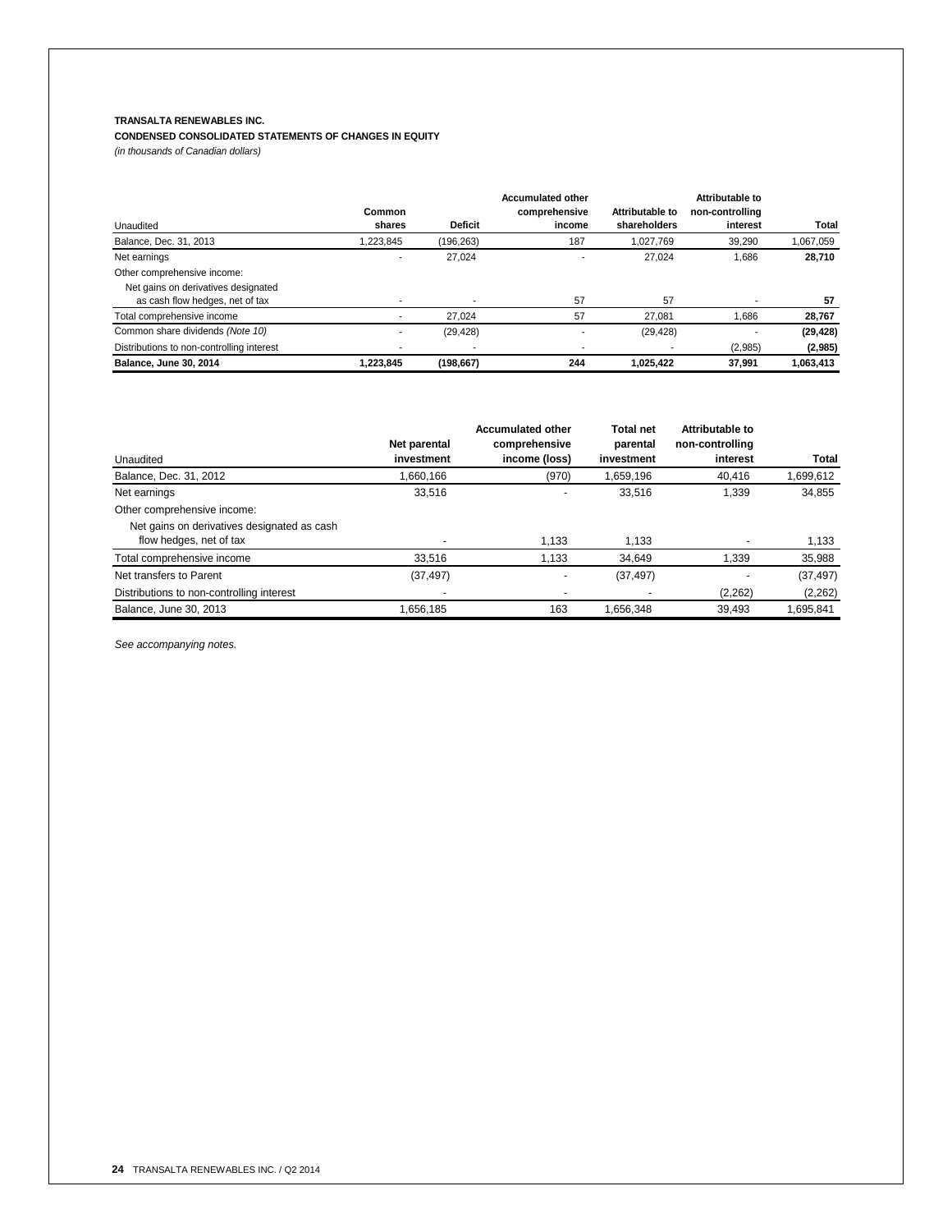**TRANSALTA RENEWABLES INC.**

**CONDENSED CONSOLIDATED STATEMENTS OF CHANGES IN EQUITY**

*(in thousands of Canadian dollars)*

| Unaudited | Common shares | Deficit | Accumulated other comprehensive income | Attributable to shareholders | Attributable to non-controlling interest | Total |
|---|---|---|---|---|---|---|
| Balance, Dec. 31, 2013 | 1,223,845 | (196,263) | 187 | 1,027,769 | 39,290 | 1,067,059 |
| Net earnings | - | 27,024 | - | 27,024 | 1,686 | **28,710** |
| Other comprehensive income: | | | | | | |
| Net gains on derivatives designated as cash flow hedges, net of tax | - | - | 57 | 57 | - | **57** |
| Total comprehensive income | - | 27,024 | 57 | 27,081 | 1,686 | **28,767** |
| Common share dividends *(Note 10)* | - | (29,428) | - | (29,428) | - | **(29,428)** |
| Distributions to non-controlling interest | - | - | - | - | (2,985) | **(2,985)** |
| **Balance, June 30, 2014** | **1,223,845** | **(198,667)** | **244** | **1,025,422** | **37,991** | **1,063,413** |

| Unaudited | Net parental investment | Accumulated other comprehensive income (loss) | Total net parental investment | Attributable to non-controlling interest | Total |
|---|---|---|---|---|---|
| Balance, Dec. 31, 2012 | 1,660,166 | (970) | 1,659,196 | 40,416 | 1,699,612 |
| Net earnings | 33,516 | - | 33,516 | 1,339 | 34,855 |
| Other comprehensive income: | | | | | |
| Net gains on derivatives designated as cash flow hedges, net of tax | - | 1,133 | 1,133 | - | 1,133 |
| Total comprehensive income | 33,516 | 1,133 | 34,649 | 1,339 | 35,988 |
| Net transfers to Parent | (37,497) | - | (37,497) | - | (37,497) |
| Distributions to non-controlling interest | - | - | - | (2,262) | (2,262) |
| Balance, June 30, 2013 | 1,656,185 | 163 | 1,656,348 | 39,493 | 1,695,841 |

*See accompanying notes.*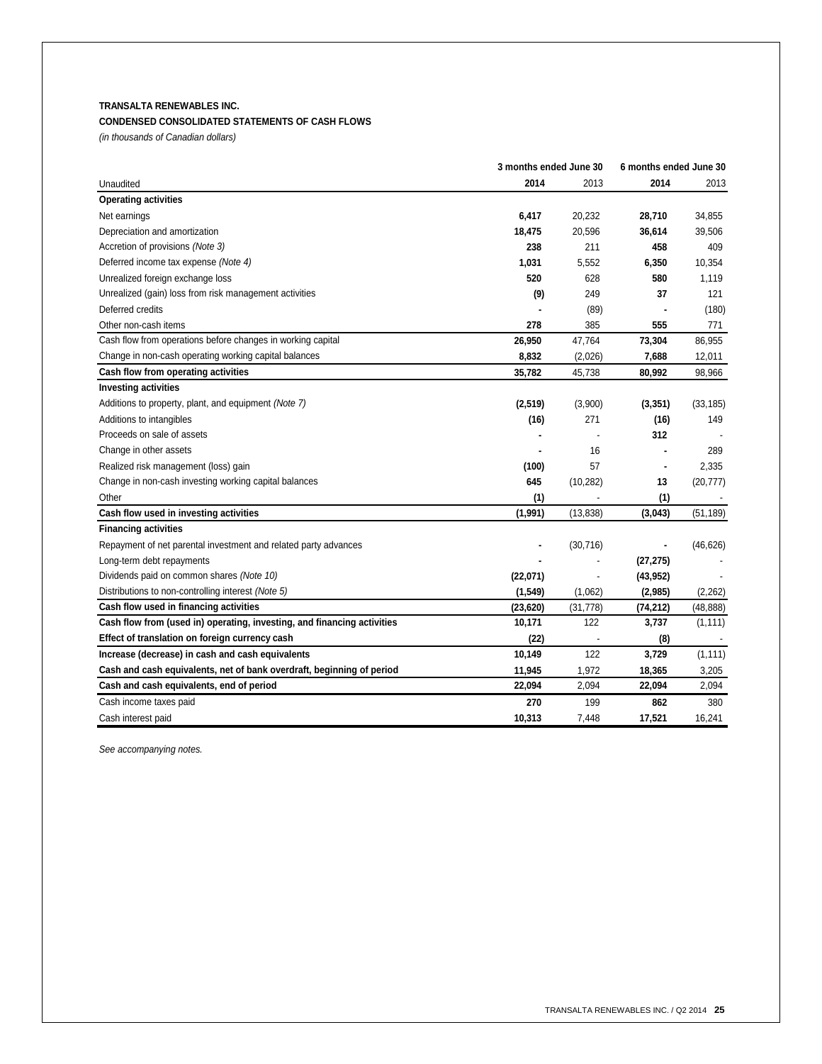**TRANSALTA RENEWABLES INC.**

**CONDENSED CONSOLIDATED STATEMENTS OF CASH FLOWS**

*(in thousands of Canadian dollars)*

| | 3 months ended June 30 | | 6 months ended June 30 | |
|---|---|---|---|---|
| Unaudited | **2014** | 2013 | **2014** | 2013 |
| **Operating activities** | | | | |
| Net earnings | **6,417** | 20,232 | **28,710** | 34,855 |
| Depreciation and amortization | **18,475** | 20,596 | **36,614** | 39,506 |
| Accretion of provisions *(Note 3)* | **238** | 211 | **458** | 409 |
| Deferred income tax expense *(Note 4)* | **1,031** | 5,552 | **6,350** | 10,354 |
| Unrealized foreign exchange loss | **520** | 628 | **580** | 1,119 |
| Unrealized (gain) loss from risk management activities | **(9)** | 249 | **37** | 121 |
| Deferred credits | **-** | (89) | **-** | (180) |
| Other non-cash items | **278** | 385 | **555** | 771 |
| Cash flow from operations before changes in working capital | **26,950** | 47,764 | **73,304** | 86,955 |
| Change in non-cash operating working capital balances | **8,832** | (2,026) | **7,688** | 12,011 |
| **Cash flow from operating activities** | **35,782** | 45,738 | **80,992** | 98,966 |
| **Investing activities** | | | | |
| Additions to property, plant, and equipment *(Note 7)* | **(2,519)** | (3,900) | **(3,351)** | (33,185) |
| Additions to intangibles | **(16)** | 271 | **(16)** | 149 |
| Proceeds on sale of assets | **-** | - | **312** | - |
| Change in other assets | **-** | 16 | **-** | 289 |
| Realized risk management (loss) gain | **(100)** | 57 | **-** | 2,335 |
| Change in non-cash investing working capital balances | **645** | (10,282) | **13** | (20,777) |
| Other | **(1)** | - | **(1)** | - |
| **Cash flow used in investing activities** | **(1,991)** | (13,838) | **(3,043)** | (51,189) |
| **Financing activities** | | | | |
| Repayment of net parental investment and related party advances | **-** | (30,716) | **-** | (46,626) |
| Long-term debt repayments | **-** | - | **(27,275)** | - |
| Dividends paid on common shares *(Note 10)* | **(22,071)** | - | **(43,952)** | - |
| Distributions to non-controlling interest *(Note 5)* | **(1,549)** | (1,062) | **(2,985)** | (2,262) |
| **Cash flow used in financing activities** | **(23,620)** | (31,778) | **(74,212)** | (48,888) |
| **Cash flow from (used in) operating, investing, and financing activities** | **10,171** | 122 | **3,737** | (1,111) |
| **Effect of translation on foreign currency cash** | **(22)** | - | **(8)** | - |
| **Increase (decrease) in cash and cash equivalents** | **10,149** | 122 | **3,729** | (1,111) |
| **Cash and cash equivalents, net of bank overdraft, beginning of period** | **11,945** | 1,972 | **18,365** | 3,205 |
| **Cash and cash equivalents, end of period** | **22,094** | 2,094 | **22,094** | 2,094 |
| Cash income taxes paid | **270** | 199 | **862** | 380 |
| Cash interest paid | **10,313** | 7,448 | **17,521** | 16,241 |

*See accompanying notes.*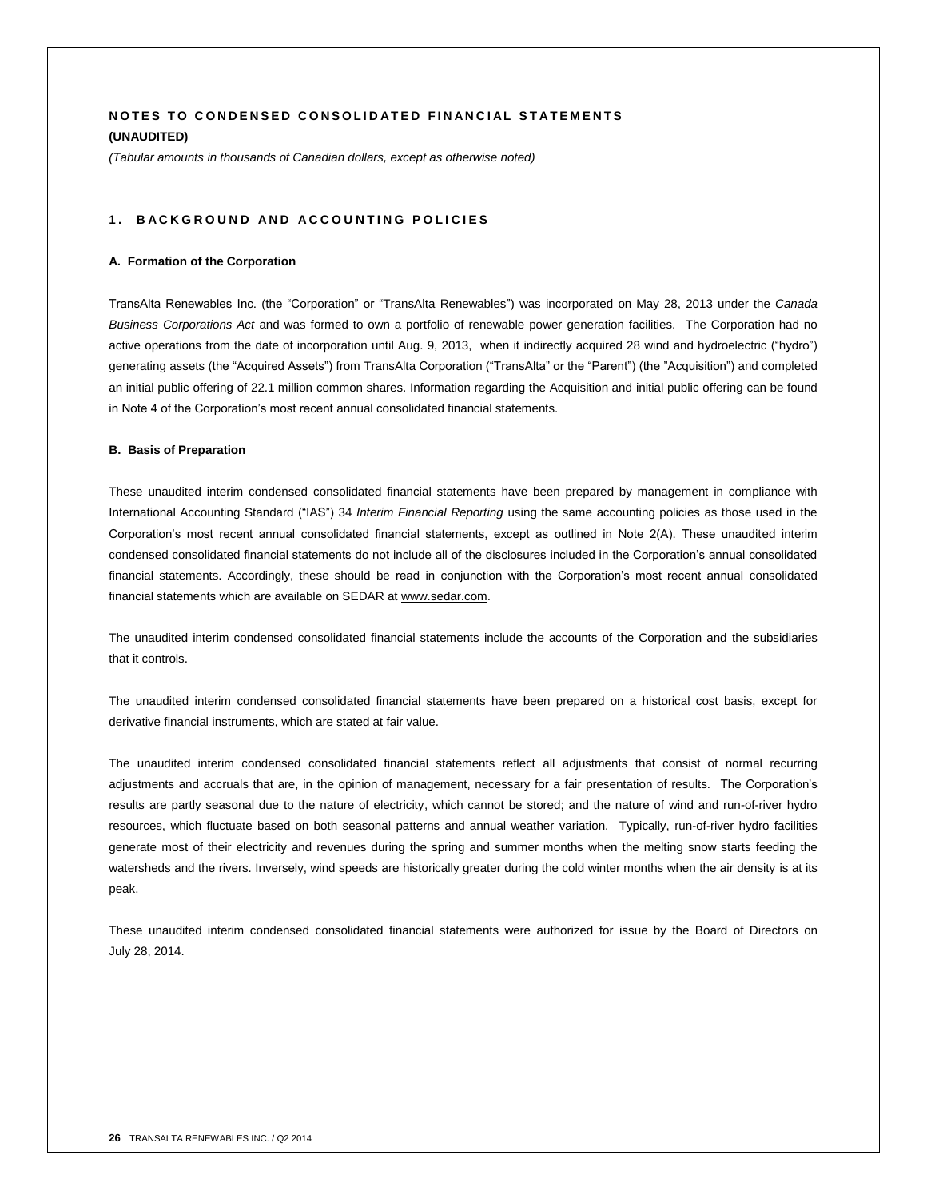# NOTES TO CONDENSED CONSOLIDATED FINANCIAL STATEMENTS

**(UNAUDITED)**

*(Tabular amounts in thousands of Canadian dollars, except as otherwise noted)*

## 1. BACKGROUND AND ACCOUNTING POLICIES

### A. Formation of the Corporation

TransAlta Renewables Inc. (the "Corporation" or "TransAlta Renewables") was incorporated on May 28, 2013 under the *Canada Business Corporations Act* and was formed to own a portfolio of renewable power generation facilities. The Corporation had no active operations from the date of incorporation until Aug. 9, 2013, when it indirectly acquired 28 wind and hydroelectric ("hydro") generating assets (the "Acquired Assets") from TransAlta Corporation ("TransAlta" or the "Parent") (the "Acquisition") and completed an initial public offering of 22.1 million common shares. Information regarding the Acquisition and initial public offering can be found in Note 4 of the Corporation's most recent annual consolidated financial statements.

### B. Basis of Preparation

These unaudited interim condensed consolidated financial statements have been prepared by management in compliance with International Accounting Standard ("IAS") 34 *Interim Financial Reporting* using the same accounting policies as those used in the Corporation's most recent annual consolidated financial statements, except as outlined in Note 2(A). These unaudited interim condensed consolidated financial statements do not include all of the disclosures included in the Corporation's annual consolidated financial statements. Accordingly, these should be read in conjunction with the Corporation's most recent annual consolidated financial statements which are available on SEDAR at www.sedar.com.

The unaudited interim condensed consolidated financial statements include the accounts of the Corporation and the subsidiaries that it controls.

The unaudited interim condensed consolidated financial statements have been prepared on a historical cost basis, except for derivative financial instruments, which are stated at fair value.

The unaudited interim condensed consolidated financial statements reflect all adjustments that consist of normal recurring adjustments and accruals that are, in the opinion of management, necessary for a fair presentation of results. The Corporation's results are partly seasonal due to the nature of electricity, which cannot be stored; and the nature of wind and run-of-river hydro resources, which fluctuate based on both seasonal patterns and annual weather variation. Typically, run-of-river hydro facilities generate most of their electricity and revenues during the spring and summer months when the melting snow starts feeding the watersheds and the rivers. Inversely, wind speeds are historically greater during the cold winter months when the air density is at its peak.

These unaudited interim condensed consolidated financial statements were authorized for issue by the Board of Directors on July 28, 2014.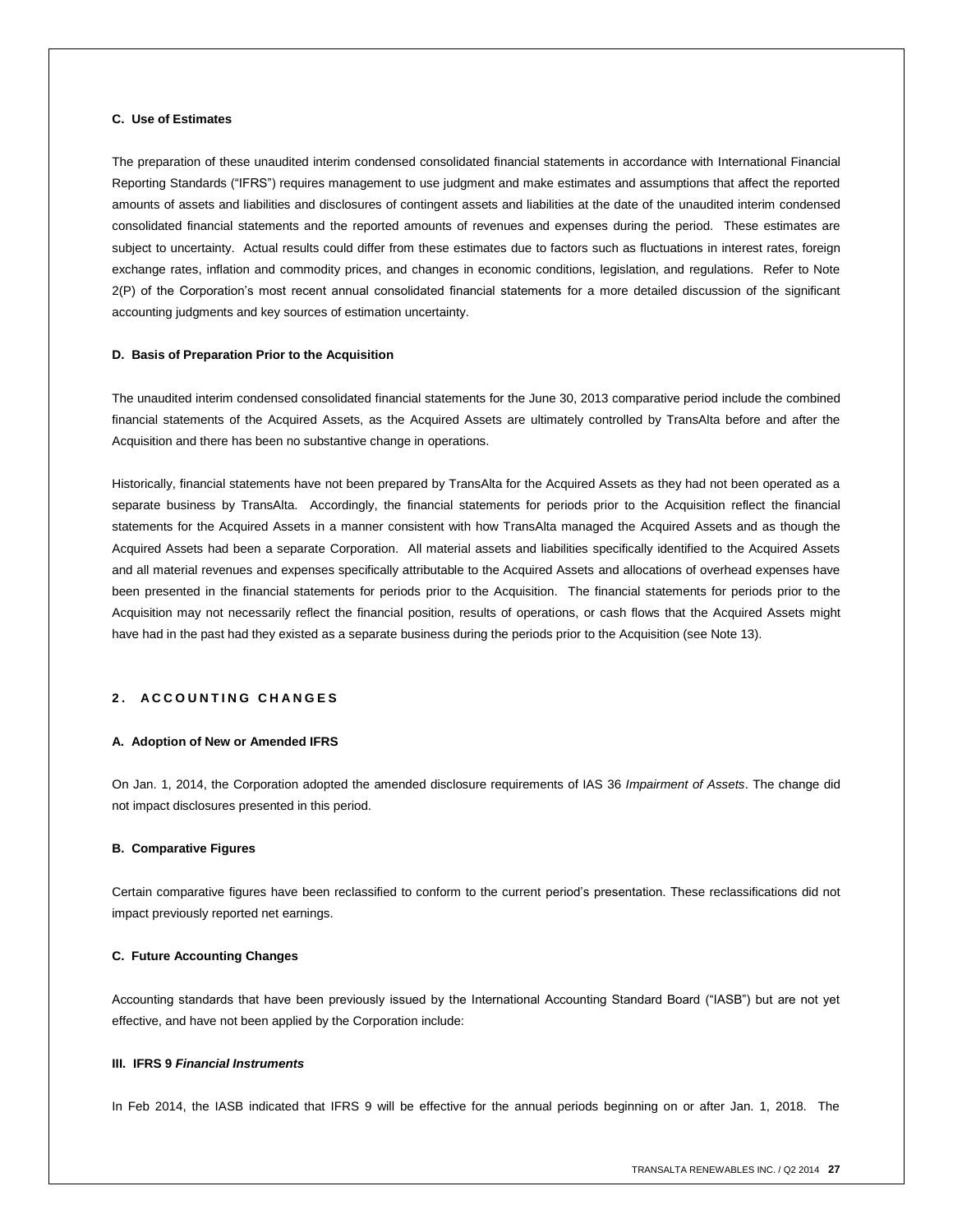### C. Use of Estimates

The preparation of these unaudited interim condensed consolidated financial statements in accordance with International Financial Reporting Standards ("IFRS") requires management to use judgment and make estimates and assumptions that affect the reported amounts of assets and liabilities and disclosures of contingent assets and liabilities at the date of the unaudited interim condensed consolidated financial statements and the reported amounts of revenues and expenses during the period. These estimates are subject to uncertainty. Actual results could differ from these estimates due to factors such as fluctuations in interest rates, foreign exchange rates, inflation and commodity prices, and changes in economic conditions, legislation, and regulations. Refer to Note 2(P) of the Corporation's most recent annual consolidated financial statements for a more detailed discussion of the significant accounting judgments and key sources of estimation uncertainty.

### D. Basis of Preparation Prior to the Acquisition

The unaudited interim condensed consolidated financial statements for the June 30, 2013 comparative period include the combined financial statements of the Acquired Assets, as the Acquired Assets are ultimately controlled by TransAlta before and after the Acquisition and there has been no substantive change in operations.

Historically, financial statements have not been prepared by TransAlta for the Acquired Assets as they had not been operated as a separate business by TransAlta. Accordingly, the financial statements for periods prior to the Acquisition reflect the financial statements for the Acquired Assets in a manner consistent with how TransAlta managed the Acquired Assets and as though the Acquired Assets had been a separate Corporation. All material assets and liabilities specifically identified to the Acquired Assets and all material revenues and expenses specifically attributable to the Acquired Assets and allocations of overhead expenses have been presented in the financial statements for periods prior to the Acquisition. The financial statements for periods prior to the Acquisition may not necessarily reflect the financial position, results of operations, or cash flows that the Acquired Assets might have had in the past had they existed as a separate business during the periods prior to the Acquisition (see Note 13).

## 2. ACCOUNTING CHANGES

### A. Adoption of New or Amended IFRS

On Jan. 1, 2014, the Corporation adopted the amended disclosure requirements of IAS 36 *Impairment of Assets*. The change did not impact disclosures presented in this period.

### B. Comparative Figures

Certain comparative figures have been reclassified to conform to the current period's presentation. These reclassifications did not impact previously reported net earnings.

### C. Future Accounting Changes

Accounting standards that have been previously issued by the International Accounting Standard Board ("IASB") but are not yet effective, and have not been applied by the Corporation include:

#### III. IFRS 9 *Financial Instruments*

In Feb 2014, the IASB indicated that IFRS 9 will be effective for the annual periods beginning on or after Jan. 1, 2018. The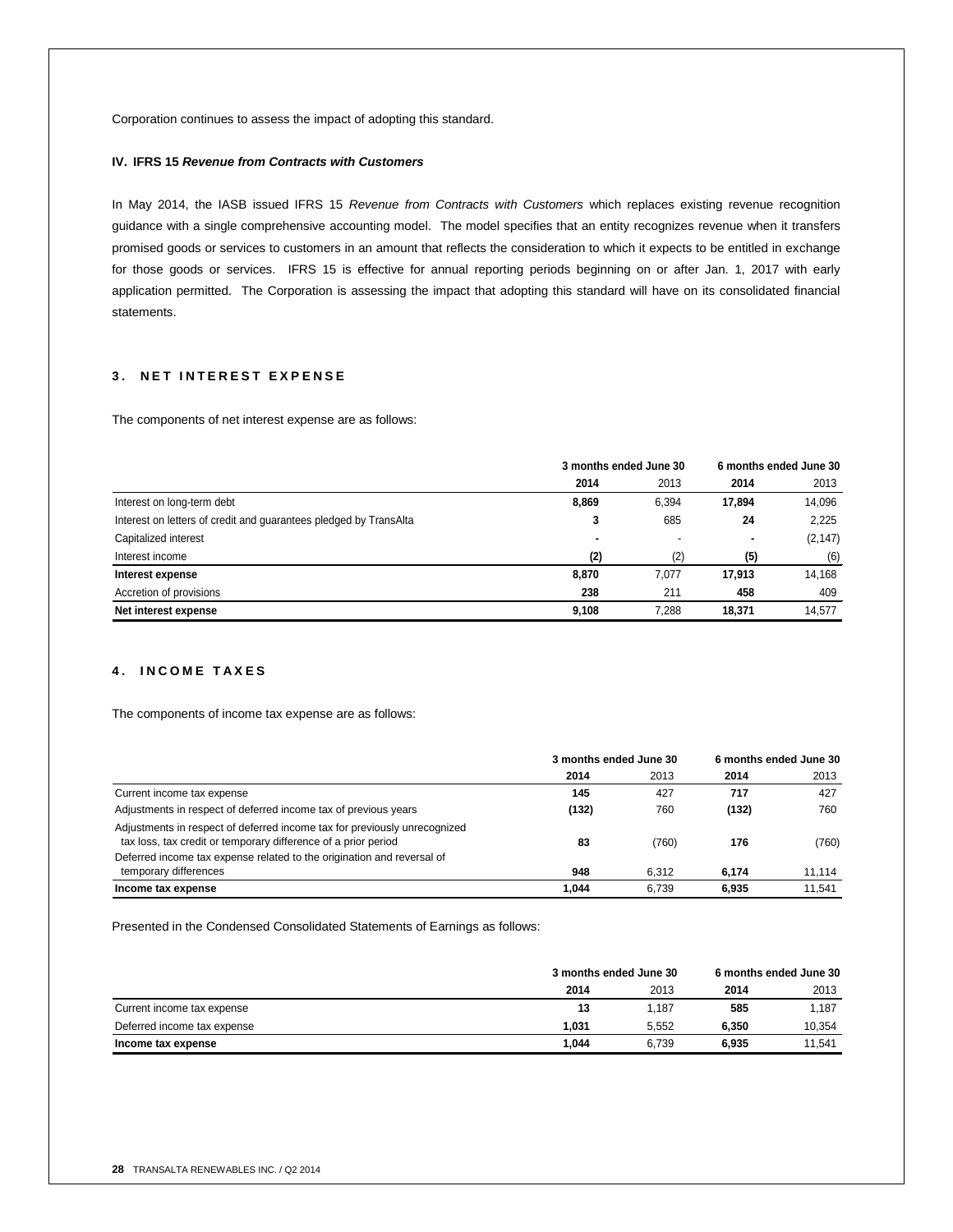Corporation continues to assess the impact of adopting this standard.

**IV. IFRS 15 *Revenue from Contracts with Customers***

In May 2014, the IASB issued IFRS 15 *Revenue from Contracts with Customers* which replaces existing revenue recognition guidance with a single comprehensive accounting model. The model specifies that an entity recognizes revenue when it transfers promised goods or services to customers in an amount that reflects the consideration to which it expects to be entitled in exchange for those goods or services. IFRS 15 is effective for annual reporting periods beginning on or after Jan. 1, 2017 with early application permitted. The Corporation is assessing the impact that adopting this standard will have on its consolidated financial statements.

## 3. NET INTEREST EXPENSE

The components of net interest expense are as follows:

| | 3 months ended June 30 | | 6 months ended June 30 | |
|---|---|---|---|---|
| | **2014** | 2013 | **2014** | 2013 |
| Interest on long-term debt | **8,869** | 6,394 | **17,894** | 14,096 |
| Interest on letters of credit and guarantees pledged by TransAlta | **3** | 685 | **24** | 2,225 |
| Capitalized interest | **-** | - | **-** | (2,147) |
| Interest income | **(2)** | (2) | **(5)** | (6) |
| **Interest expense** | **8,870** | 7,077 | **17,913** | 14,168 |
| Accretion of provisions | **238** | 211 | **458** | 409 |
| **Net interest expense** | **9,108** | 7,288 | **18,371** | 14,577 |

## 4. INCOME TAXES

The components of income tax expense are as follows:

| | 3 months ended June 30 | | 6 months ended June 30 | |
|---|---|---|---|---|
| | **2014** | 2013 | **2014** | 2013 |
| Current income tax expense | **145** | 427 | **717** | 427 |
| Adjustments in respect of deferred income tax of previous years | **(132)** | 760 | **(132)** | 760 |
| Adjustments in respect of deferred income tax for previously unrecognized tax loss, tax credit or temporary difference of a prior period | **83** | (760) | **176** | (760) |
| Deferred income tax expense related to the origination and reversal of temporary differences | **948** | 6,312 | **6,174** | 11,114 |
| **Income tax expense** | **1,044** | 6,739 | **6,935** | 11,541 |

Presented in the Condensed Consolidated Statements of Earnings as follows:

| | 3 months ended June 30 | | 6 months ended June 30 | |
|---|---|---|---|---|
| | **2014** | 2013 | **2014** | 2013 |
| Current income tax expense | **13** | 1,187 | **585** | 1,187 |
| Deferred income tax expense | **1,031** | 5,552 | **6,350** | 10,354 |
| **Income tax expense** | **1,044** | 6,739 | **6,935** | 11,541 |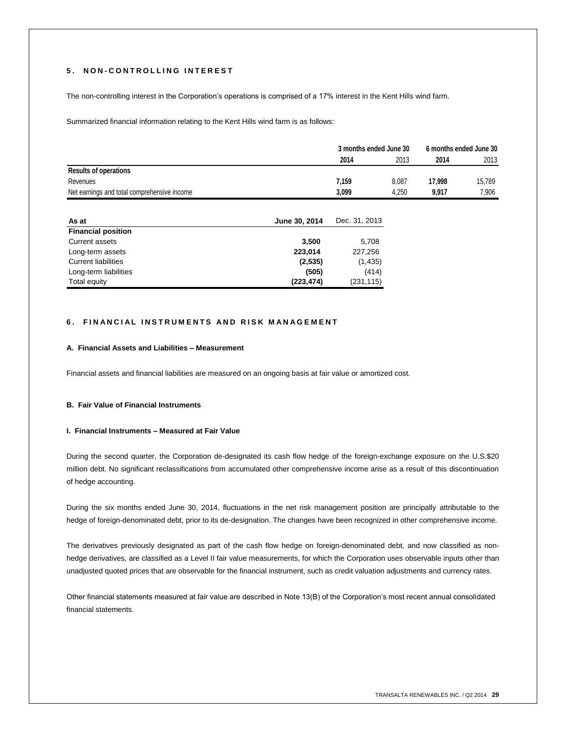## 5. NON-CONTROLLING INTEREST

The non-controlling interest in the Corporation's operations is comprised of a 17% interest in the Kent Hills wind farm.

Summarized financial information relating to the Kent Hills wind farm is as follows:

| | 3 months ended June 30 | | 6 months ended June 30 | |
|---|---|---|---|---|
| | **2014** | 2013 | **2014** | 2013 |
| **Results of operations** | | | | |
| Revenues | **7,159** | 8,087 | **17,998** | 15,789 |
| Net earnings and total comprehensive income | **3,099** | 4,250 | **9,917** | 7,906 |

| As at | June 30, 2014 | Dec. 31, 2013 |
|---|---|---|
| **Financial position** | | |
| Current assets | **3,500** | 5,708 |
| Long-term assets | **223,014** | 227,256 |
| Current liabilities | **(2,535)** | (1,435) |
| Long-term liabilities | **(505)** | (414) |
| Total equity | **(223,474)** | (231,115) |

## 6. FINANCIAL INSTRUMENTS AND RISK MANAGEMENT

### A. Financial Assets and Liabilities – Measurement

Financial assets and financial liabilities are measured on an ongoing basis at fair value or amortized cost.

### B. Fair Value of Financial Instruments

#### I. Financial Instruments – Measured at Fair Value

During the second quarter, the Corporation de-designated its cash flow hedge of the foreign-exchange exposure on the U.S.$20 million debt. No significant reclassifications from accumulated other comprehensive income arise as a result of this discontinuation of hedge accounting.

During the six months ended June 30, 2014, fluctuations in the net risk management position are principally attributable to the hedge of foreign-denominated debt, prior to its de-designation. The changes have been recognized in other comprehensive income.

The derivatives previously designated as part of the cash flow hedge on foreign-denominated debt, and now classified as non-hedge derivatives, are classified as a Level II fair value measurements, for which the Corporation uses observable inputs other than unadjusted quoted prices that are observable for the financial instrument, such as credit valuation adjustments and currency rates.

Other financial statements measured at fair value are described in Note 13(B) of the Corporation's most recent annual consolidated financial statements.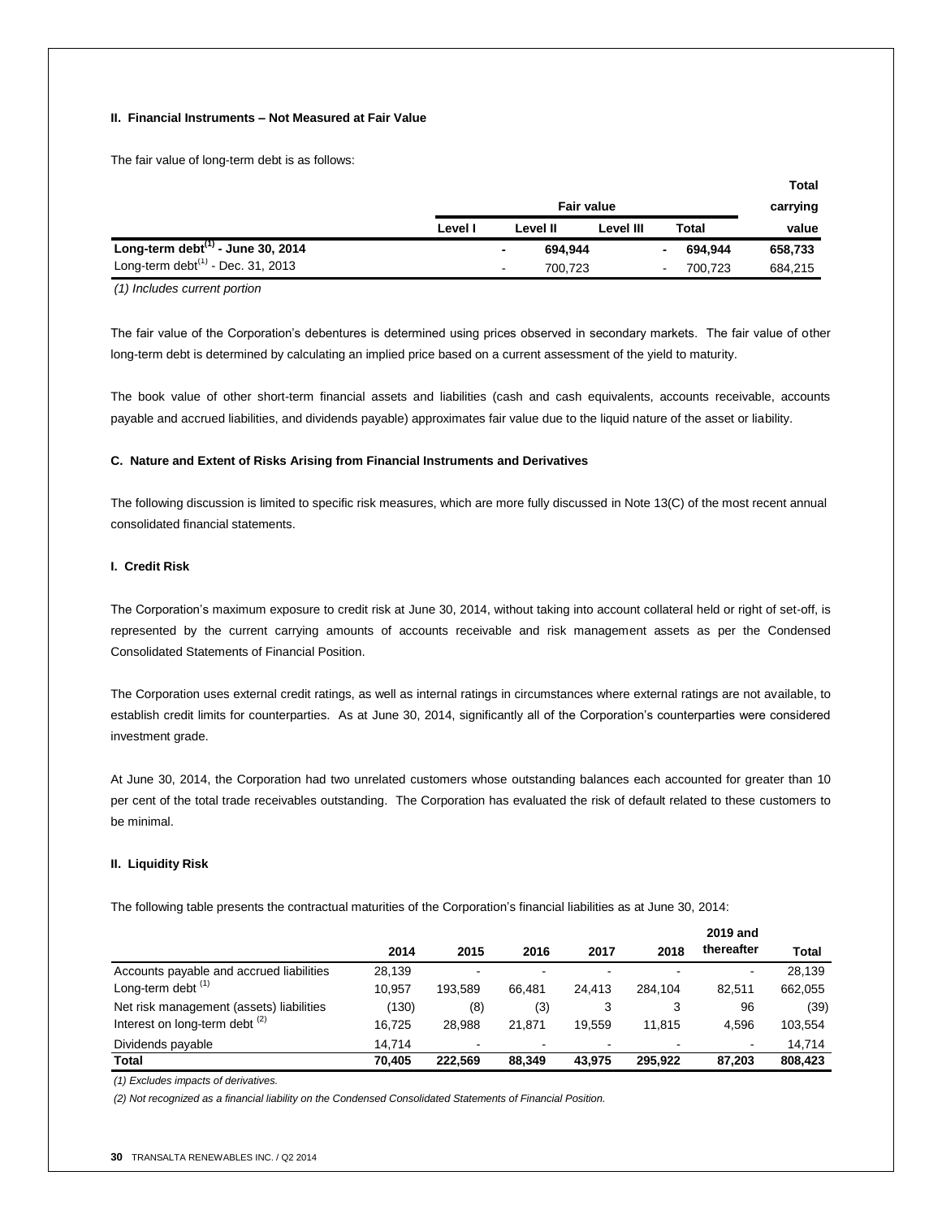#### II. Financial Instruments – Not Measured at Fair Value

The fair value of long-term debt is as follows:

| | Fair value | | | | Total carrying |
|---|---|---|---|---|---|
| | Level I | Level II | Level III | Total | value |
| **Long-term debt[(1)] - June 30, 2014** | **-** | **694,944** | **-** | **694,944** | **658,733** |
| Long-term debt[(1)] - Dec. 31, 2013 | - | 700,723 | - | 700,723 | 684,215 |

*(1) Includes current portion*

The fair value of the Corporation's debentures is determined using prices observed in secondary markets. The fair value of other long-term debt is determined by calculating an implied price based on a current assessment of the yield to maturity.

The book value of other short-term financial assets and liabilities (cash and cash equivalents, accounts receivable, accounts payable and accrued liabilities, and dividends payable) approximates fair value due to the liquid nature of the asset or liability.

### C. Nature and Extent of Risks Arising from Financial Instruments and Derivatives

The following discussion is limited to specific risk measures, which are more fully discussed in Note 13(C) of the most recent annual consolidated financial statements.

#### I. Credit Risk

The Corporation's maximum exposure to credit risk at June 30, 2014, without taking into account collateral held or right of set-off, is represented by the current carrying amounts of accounts receivable and risk management assets as per the Condensed Consolidated Statements of Financial Position.

The Corporation uses external credit ratings, as well as internal ratings in circumstances where external ratings are not available, to establish credit limits for counterparties. As at June 30, 2014, significantly all of the Corporation's counterparties were considered investment grade.

At June 30, 2014, the Corporation had two unrelated customers whose outstanding balances each accounted for greater than 10 per cent of the total trade receivables outstanding. The Corporation has evaluated the risk of default related to these customers to be minimal.

#### II. Liquidity Risk

The following table presents the contractual maturities of the Corporation's financial liabilities as at June 30, 2014:

| | 2014 | 2015 | 2016 | 2017 | 2018 | 2019 and thereafter | Total |
|---|---|---|---|---|---|---|---|
| Accounts payable and accrued liabilities | 28,139 | - | - | - | - | - | 28,139 |
| Long-term debt [(1)] | 10,957 | 193,589 | 66,481 | 24,413 | 284,104 | 82,511 | 662,055 |
| Net risk management (assets) liabilities | (130) | (8) | (3) | 3 | 3 | 96 | (39) |
| Interest on long-term debt [(2)] | 16,725 | 28,988 | 21,871 | 19,559 | 11,815 | 4,596 | 103,554 |
| Dividends payable | 14,714 | - | - | - | - | - | 14,714 |
| **Total** | **70,405** | **222,569** | **88,349** | **43,975** | **295,922** | **87,203** | **808,423** |

*(1) Excludes impacts of derivatives.*

*(2) Not recognized as a financial liability on the Condensed Consolidated Statements of Financial Position.*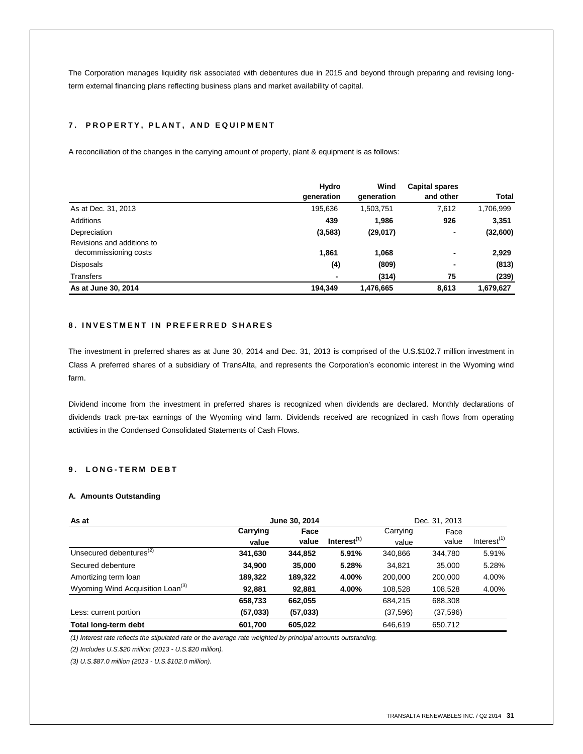The Corporation manages liquidity risk associated with debentures due in 2015 and beyond through preparing and revising long-term external financing plans reflecting business plans and market availability of capital.

## 7. PROPERTY, PLANT, AND EQUIPMENT

A reconciliation of the changes in the carrying amount of property, plant & equipment is as follows:

| | Hydro generation | Wind generation | Capital spares and other | Total |
|---|---|---|---|---|
| As at Dec. 31, 2013 | 195,636 | 1,503,751 | 7,612 | 1,706,999 |
| Additions | **439** | **1,986** | **926** | **3,351** |
| Depreciation | **(3,583)** | **(29,017)** | **-** | **(32,600)** |
| Revisions and additions to decommissioning costs | **1,861** | **1,068** | **-** | **2,929** |
| Disposals | **(4)** | **(809)** | **-** | **(813)** |
| Transfers | **-** | **(314)** | **75** | **(239)** |
| **As at June 30, 2014** | **194,349** | **1,476,665** | **8,613** | **1,679,627** |

## 8. INVESTMENT IN PREFERRED SHARES

The investment in preferred shares as at June 30, 2014 and Dec. 31, 2013 is comprised of the U.S.$102.7 million investment in Class A preferred shares of a subsidiary of TransAlta, and represents the Corporation's economic interest in the Wyoming wind farm.

Dividend income from the investment in preferred shares is recognized when dividends are declared. Monthly declarations of dividends track pre-tax earnings of the Wyoming wind farm. Dividends received are recognized in cash flows from operating activities in the Condensed Consolidated Statements of Cash Flows.

## 9. LONG-TERM DEBT

### A. Amounts Outstanding

| As at | June 30, 2014 | | | Dec. 31, 2013 | | |
|---|---|---|---|---|---|---|
| | Carrying value | Face value | Interest[1] | Carrying value | Face value | Interest[1] |
| Unsecured debentures[2] | **341,630** | **344,852** | **5.91%** | 340,866 | 344,780 | 5.91% |
| Secured debenture | **34,900** | **35,000** | **5.28%** | 34,821 | 35,000 | 5.28% |
| Amortizing term loan | **189,322** | **189,322** | **4.00%** | 200,000 | 200,000 | 4.00% |
| Wyoming Wind Acquisition Loan[3] | **92,881** | **92,881** | **4.00%** | 108,528 | 108,528 | 4.00% |
| | **658,733** | **662,055** | | 684,215 | 688,308 | |
| Less: current portion | **(57,033)** | **(57,033)** | | (37,596) | (37,596) | |
| **Total long-term debt** | **601,700** | **605,022** | | 646,619 | 650,712 | |

*(1) Interest rate reflects the stipulated rate or the average rate weighted by principal amounts outstanding.*

*(2) Includes U.S.$20 million (2013 - U.S.$20 million).*

*(3) U.S.$87.0 million (2013 - U.S.$102.0 million).*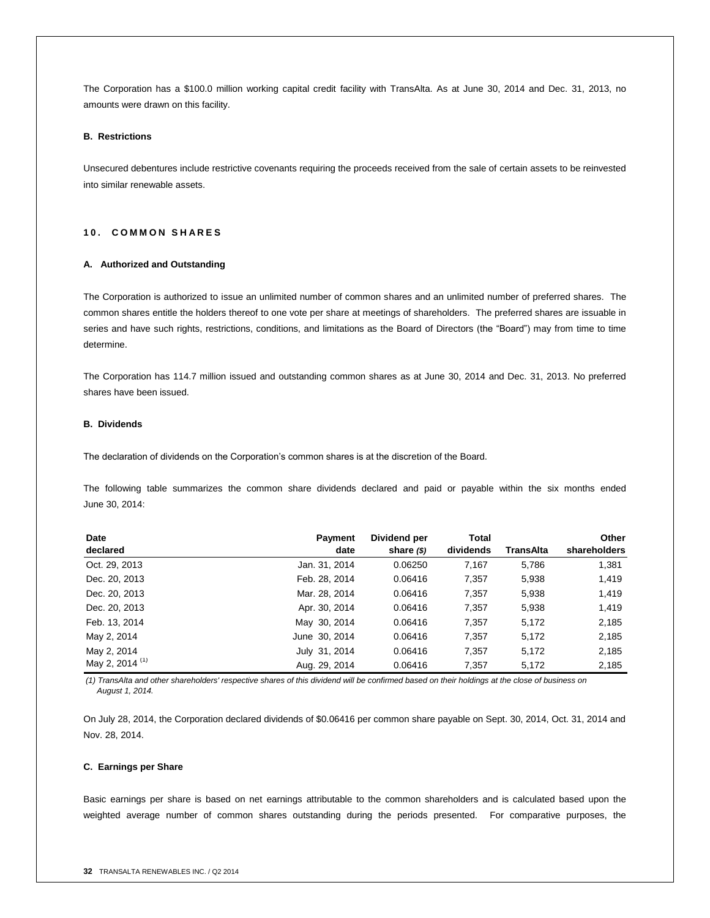The Corporation has a $100.0 million working capital credit facility with TransAlta. As at June 30, 2014 and Dec. 31, 2013, no amounts were drawn on this facility.

### B. Restrictions

Unsecured debentures include restrictive covenants requiring the proceeds received from the sale of certain assets to be reinvested into similar renewable assets.

## 10. COMMON SHARES

### A. Authorized and Outstanding

The Corporation is authorized to issue an unlimited number of common shares and an unlimited number of preferred shares. The common shares entitle the holders thereof to one vote per share at meetings of shareholders. The preferred shares are issuable in series and have such rights, restrictions, conditions, and limitations as the Board of Directors (the "Board") may from time to time determine.

The Corporation has 114.7 million issued and outstanding common shares as at June 30, 2014 and Dec. 31, 2013. No preferred shares have been issued.

### B. Dividends

The declaration of dividends on the Corporation's common shares is at the discretion of the Board.

The following table summarizes the common share dividends declared and paid or payable within the six months ended June 30, 2014:

| Date declared | Payment date | Dividend per share *($)* | Total dividends | TransAlta | Other shareholders |
|---|---|---|---|---|---|
| Oct. 29, 2013 | Jan. 31, 2014 | 0.06250 | 7,167 | 5,786 | 1,381 |
| Dec. 20, 2013 | Feb. 28, 2014 | 0.06416 | 7,357 | 5,938 | 1,419 |
| Dec. 20, 2013 | Mar. 28, 2014 | 0.06416 | 7,357 | 5,938 | 1,419 |
| Dec. 20, 2013 | Apr. 30, 2014 | 0.06416 | 7,357 | 5,938 | 1,419 |
| Feb. 13, 2014 | May 30, 2014 | 0.06416 | 7,357 | 5,172 | 2,185 |
| May 2, 2014 | June 30, 2014 | 0.06416 | 7,357 | 5,172 | 2,185 |
| May 2, 2014 | July 31, 2014 | 0.06416 | 7,357 | 5,172 | 2,185 |
| May 2, 2014 (1) | Aug. 29, 2014 | 0.06416 | 7,357 | 5,172 | 2,185 |

*(1) TransAlta and other shareholders' respective shares of this dividend will be confirmed based on their holdings at the close of business on August 1, 2014.*

On July 28, 2014, the Corporation declared dividends of $0.06416 per common share payable on Sept. 30, 2014, Oct. 31, 2014 and Nov. 28, 2014.

### C. Earnings per Share

Basic earnings per share is based on net earnings attributable to the common shareholders and is calculated based upon the weighted average number of common shares outstanding during the periods presented. For comparative purposes, the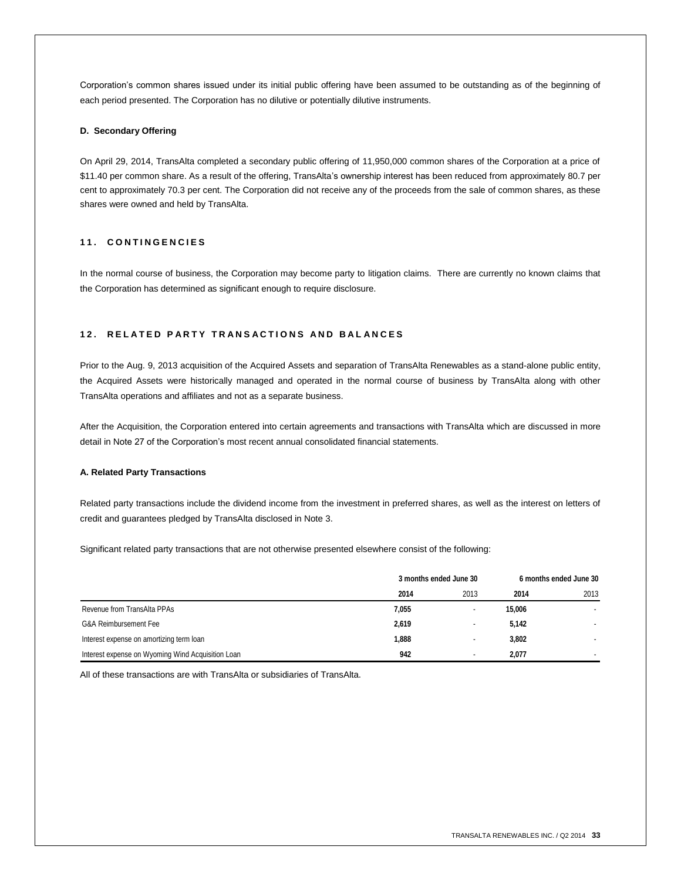Corporation's common shares issued under its initial public offering have been assumed to be outstanding as of the beginning of each period presented. The Corporation has no dilutive or potentially dilutive instruments.

**D. Secondary Offering**

On April 29, 2014, TransAlta completed a secondary public offering of 11,950,000 common shares of the Corporation at a price of $11.40 per common share. As a result of the offering, TransAlta's ownership interest has been reduced from approximately 80.7 per cent to approximately 70.3 per cent. The Corporation did not receive any of the proceeds from the sale of common shares, as these shares were owned and held by TransAlta.

## 11. CONTINGENCIES

In the normal course of business, the Corporation may become party to litigation claims. There are currently no known claims that the Corporation has determined as significant enough to require disclosure.

## 12. RELATED PARTY TRANSACTIONS AND BALANCES

Prior to the Aug. 9, 2013 acquisition of the Acquired Assets and separation of TransAlta Renewables as a stand-alone public entity, the Acquired Assets were historically managed and operated in the normal course of business by TransAlta along with other TransAlta operations and affiliates and not as a separate business.

After the Acquisition, the Corporation entered into certain agreements and transactions with TransAlta which are discussed in more detail in Note 27 of the Corporation's most recent annual consolidated financial statements.

**A. Related Party Transactions**

Related party transactions include the dividend income from the investment in preferred shares, as well as the interest on letters of credit and guarantees pledged by TransAlta disclosed in Note 3.

Significant related party transactions that are not otherwise presented elsewhere consist of the following:

| | 3 months ended June 30 | | 6 months ended June 30 | |
|---|---|---|---|---|
| | **2014** | 2013 | **2014** | 2013 |
| Revenue from TransAlta PPAs | **7,055** | - | **15,006** | - |
| G&A Reimbursement Fee | **2,619** | - | **5,142** | - |
| Interest expense on amortizing term loan | **1,888** | - | **3,802** | - |
| Interest expense on Wyoming Wind Acquisition Loan | **942** | - | **2,077** | - |

All of these transactions are with TransAlta or subsidiaries of TransAlta.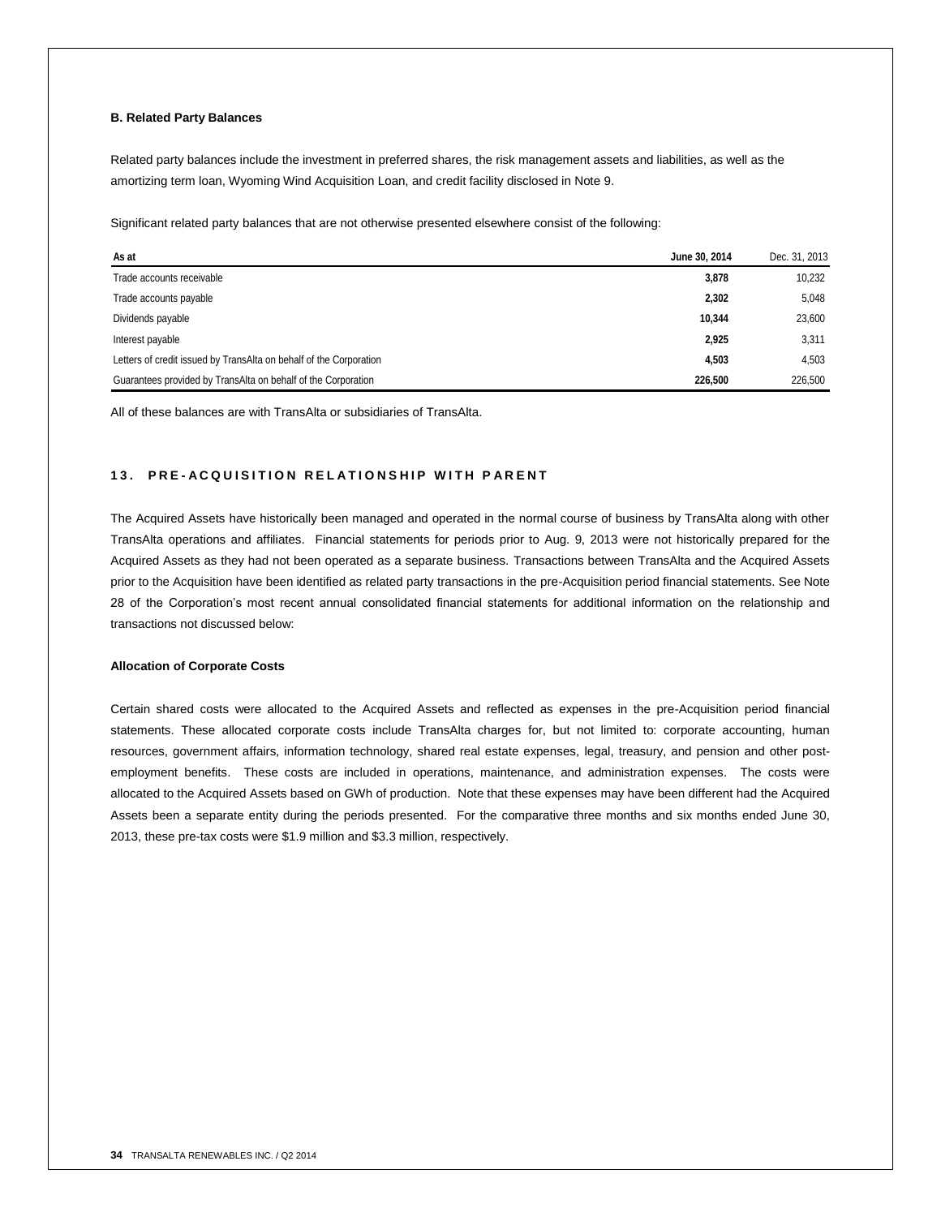**B. Related Party Balances**

Related party balances include the investment in preferred shares, the risk management assets and liabilities, as well as the amortizing term loan, Wyoming Wind Acquisition Loan, and credit facility disclosed in Note 9.

Significant related party balances that are not otherwise presented elsewhere consist of the following:

| As at | June 30, 2014 | Dec. 31, 2013 |
|---|---|---|
| Trade accounts receivable | **3,878** | 10,232 |
| Trade accounts payable | **2,302** | 5,048 |
| Dividends payable | **10,344** | 23,600 |
| Interest payable | **2,925** | 3,311 |
| Letters of credit issued by TransAlta on behalf of the Corporation | **4,503** | 4,503 |
| Guarantees provided by TransAlta on behalf of the Corporation | **226,500** | 226,500 |

All of these balances are with TransAlta or subsidiaries of TransAlta.

## 13. PRE-ACQUISITION RELATIONSHIP WITH PARENT

The Acquired Assets have historically been managed and operated in the normal course of business by TransAlta along with other TransAlta operations and affiliates. Financial statements for periods prior to Aug. 9, 2013 were not historically prepared for the Acquired Assets as they had not been operated as a separate business. Transactions between TransAlta and the Acquired Assets prior to the Acquisition have been identified as related party transactions in the pre-Acquisition period financial statements. See Note 28 of the Corporation's most recent annual consolidated financial statements for additional information on the relationship and transactions not discussed below:

**Allocation of Corporate Costs**

Certain shared costs were allocated to the Acquired Assets and reflected as expenses in the pre-Acquisition period financial statements. These allocated corporate costs include TransAlta charges for, but not limited to: corporate accounting, human resources, government affairs, information technology, shared real estate expenses, legal, treasury, and pension and other post-employment benefits. These costs are included in operations, maintenance, and administration expenses. The costs were allocated to the Acquired Assets based on GWh of production. Note that these expenses may have been different had the Acquired Assets been a separate entity during the periods presented. For the comparative three months and six months ended June 30, 2013, these pre-tax costs were $1.9 million and $3.3 million, respectively.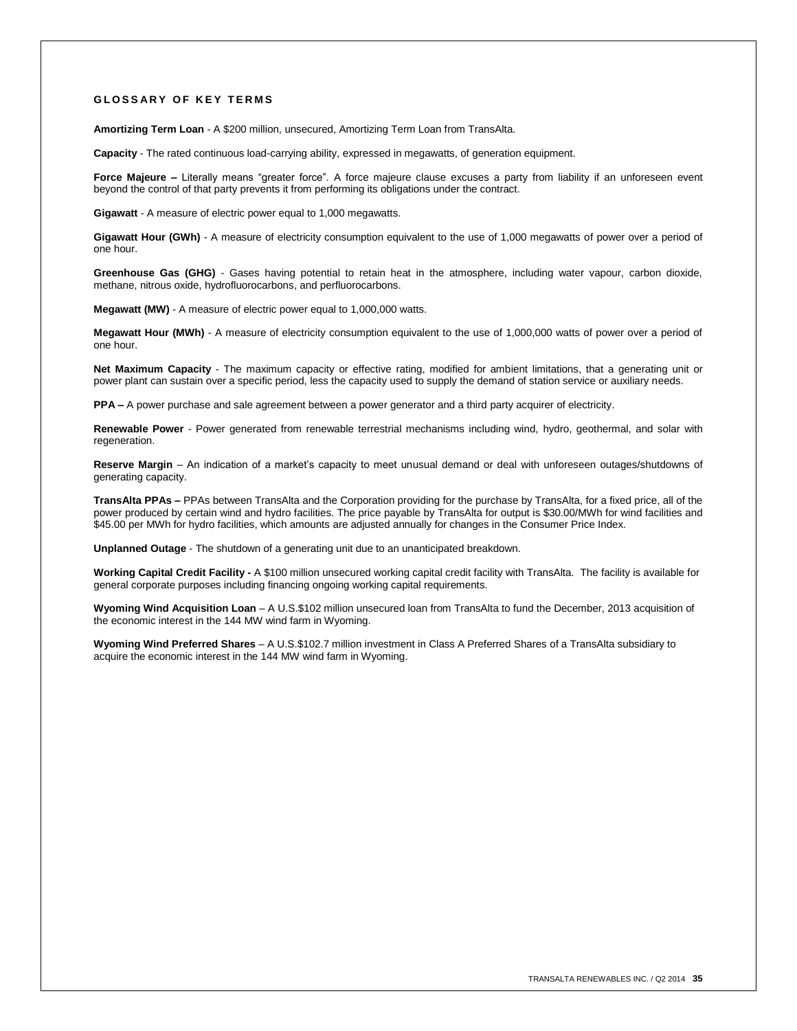## GLOSSARY OF KEY TERMS

**Amortizing Term Loan** - A $200 million, unsecured, Amortizing Term Loan from TransAlta.

**Capacity** - The rated continuous load-carrying ability, expressed in megawatts, of generation equipment.

**Force Majeure –** Literally means "greater force". A force majeure clause excuses a party from liability if an unforeseen event beyond the control of that party prevents it from performing its obligations under the contract.

**Gigawatt** - A measure of electric power equal to 1,000 megawatts.

**Gigawatt Hour (GWh)** - A measure of electricity consumption equivalent to the use of 1,000 megawatts of power over a period of one hour.

**Greenhouse Gas (GHG)** - Gases having potential to retain heat in the atmosphere, including water vapour, carbon dioxide, methane, nitrous oxide, hydrofluorocarbons, and perfluorocarbons.

**Megawatt (MW)** - A measure of electric power equal to 1,000,000 watts.

**Megawatt Hour (MWh)** - A measure of electricity consumption equivalent to the use of 1,000,000 watts of power over a period of one hour.

**Net Maximum Capacity** - The maximum capacity or effective rating, modified for ambient limitations, that a generating unit or power plant can sustain over a specific period, less the capacity used to supply the demand of station service or auxiliary needs.

**PPA –** A power purchase and sale agreement between a power generator and a third party acquirer of electricity.

**Renewable Power** - Power generated from renewable terrestrial mechanisms including wind, hydro, geothermal, and solar with regeneration.

**Reserve Margin** – An indication of a market's capacity to meet unusual demand or deal with unforeseen outages/shutdowns of generating capacity.

**TransAlta PPAs –** PPAs between TransAlta and the Corporation providing for the purchase by TransAlta, for a fixed price, all of the power produced by certain wind and hydro facilities. The price payable by TransAlta for output is $30.00/MWh for wind facilities and $45.00 per MWh for hydro facilities, which amounts are adjusted annually for changes in the Consumer Price Index.

**Unplanned Outage** - The shutdown of a generating unit due to an unanticipated breakdown.

**Working Capital Credit Facility -** A $100 million unsecured working capital credit facility with TransAlta. The facility is available for general corporate purposes including financing ongoing working capital requirements.

**Wyoming Wind Acquisition Loan** – A U.S.$102 million unsecured loan from TransAlta to fund the December, 2013 acquisition of the economic interest in the 144 MW wind farm in Wyoming.

**Wyoming Wind Preferred Shares** – A U.S.$102.7 million investment in Class A Preferred Shares of a TransAlta subsidiary to acquire the economic interest in the 144 MW wind farm in Wyoming.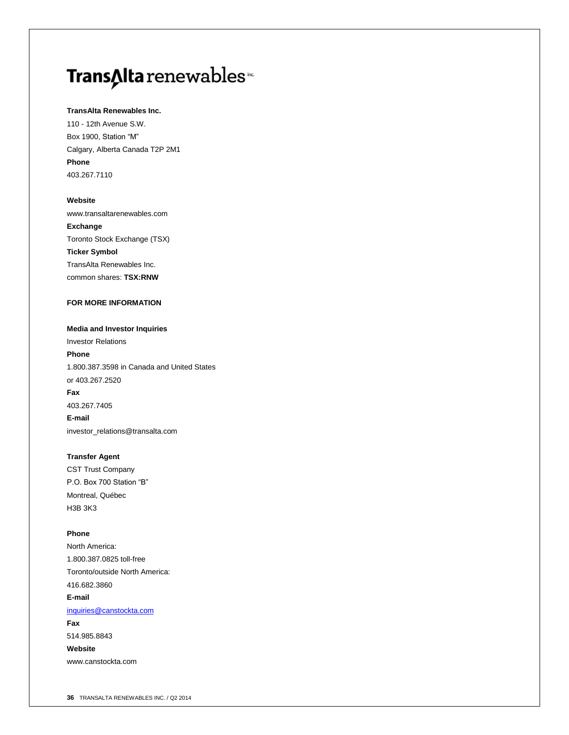# TransAlta renewables inc.

**TransAlta Renewables Inc.**

110 - 12th Avenue S.W.
Box 1900, Station “M”
Calgary, Alberta Canada T2P 2M1

**Phone**

403.267.7110

**Website**

www.transaltarenewables.com

**Exchange**

Toronto Stock Exchange (TSX)

**Ticker Symbol**

TransAlta Renewables Inc.
common shares: **TSX:RNW**

**FOR MORE INFORMATION**

**Media and Investor Inquiries**

Investor Relations

**Phone**

1.800.387.3598 in Canada and United States
or 403.267.2520

**Fax**

403.267.7405

**E-mail**

investor_relations@transalta.com

**Transfer Agent**

CST Trust Company
P.O. Box 700 Station “B”
Montreal, Québec
H3B 3K3

**Phone**

North America:
1.800.387.0825 toll-free
Toronto/outside North America:
416.682.3860

**E-mail**

inquiries@canstockta.com

**Fax**

514.985.8843

**Website**

www.canstockta.com